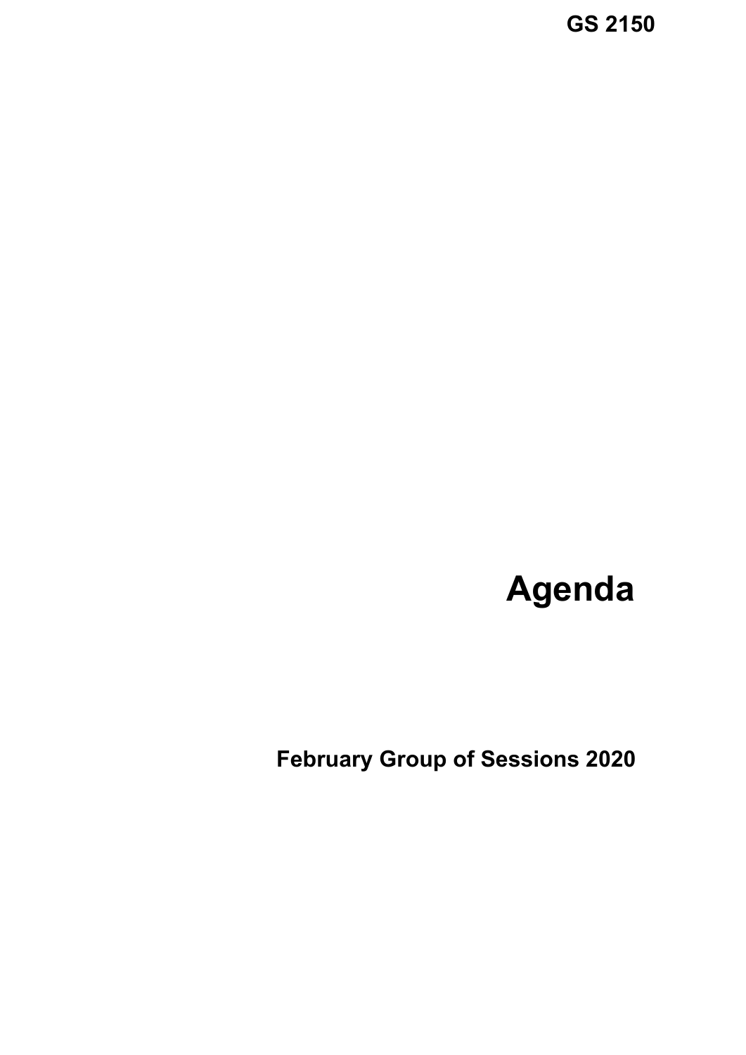**GS 2150**

# Agenda

## February Group of Sessions 2020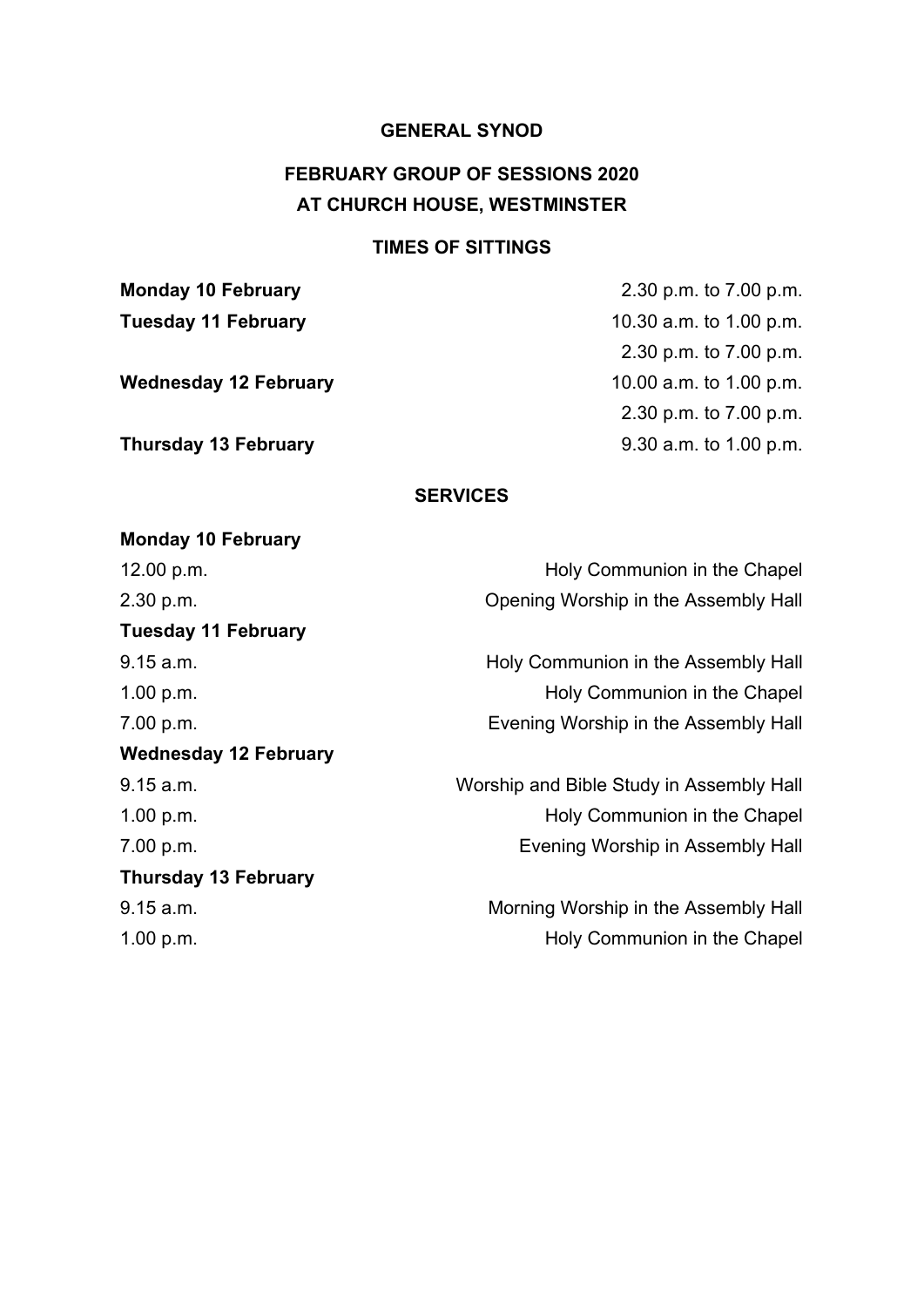# GENERAL SYNOD

## FEBRUARY GROUP OF SESSIONS 2020
## AT CHURCH HOUSE, WESTMINSTER

### TIMES OF SITTINGS

| | |
|---|---|
| **Monday 10 February** | 2.30 p.m. to 7.00 p.m. |
| **Tuesday 11 February** | 10.30 a.m. to 1.00 p.m. |
| | 2.30 p.m. to 7.00 p.m. |
| **Wednesday 12 February** | 10.00 a.m. to 1.00 p.m. |
| | 2.30 p.m. to 7.00 p.m. |
| **Thursday 13 February** | 9.30 a.m. to 1.00 p.m. |

### SERVICES

**Monday 10 February**

| | |
|---|---|
| 12.00 p.m. | Holy Communion in the Chapel |
| 2.30 p.m. | Opening Worship in the Assembly Hall |

**Tuesday 11 February**

| | |
|---|---|
| 9.15 a.m. | Holy Communion in the Assembly Hall |
| 1.00 p.m. | Holy Communion in the Chapel |
| 7.00 p.m. | Evening Worship in the Assembly Hall |

**Wednesday 12 February**

| | |
|---|---|
| 9.15 a.m. | Worship and Bible Study in Assembly Hall |
| 1.00 p.m. | Holy Communion in the Chapel |
| 7.00 p.m. | Evening Worship in Assembly Hall |

**Thursday 13 February**

| | |
|---|---|
| 9.15 a.m. | Morning Worship in the Assembly Hall |
| 1.00 p.m. | Holy Communion in the Chapel |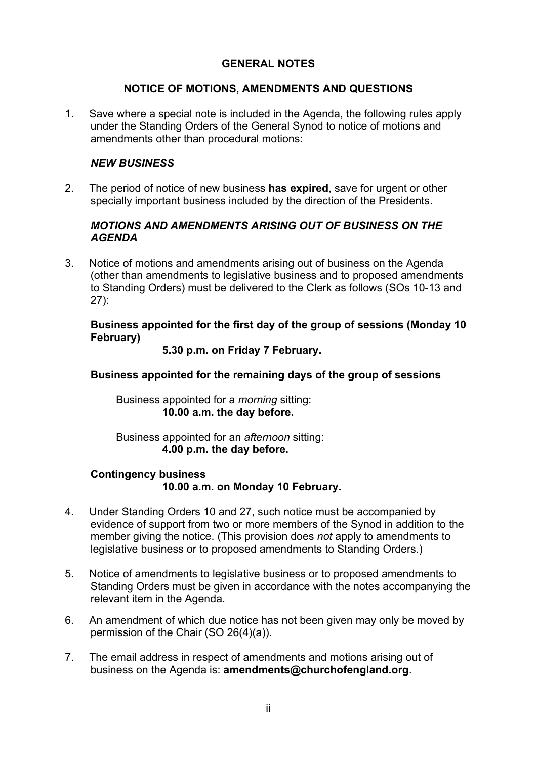## GENERAL NOTES

## NOTICE OF MOTIONS, AMENDMENTS AND QUESTIONS

1. Save where a special note is included in the Agenda, the following rules apply under the Standing Orders of the General Synod to notice of motions and amendments other than procedural motions:

### *NEW BUSINESS*

2. The period of notice of new business **has expired**, save for urgent or other specially important business included by the direction of the Presidents.

### *MOTIONS AND AMENDMENTS ARISING OUT OF BUSINESS ON THE AGENDA*

3. Notice of motions and amendments arising out of business on the Agenda (other than amendments to legislative business and to proposed amendments to Standing Orders) must be delivered to the Clerk as follows (SOs 10-13 and 27):

**Business appointed for the first day of the group of sessions (Monday 10 February)**

**5.30 p.m. on Friday 7 February.**

**Business appointed for the remaining days of the group of sessions**

Business appointed for a *morning* sitting:
**10.00 a.m. the day before.**

Business appointed for an *afternoon* sitting:
**4.00 p.m. the day before.**

**Contingency business**
**10.00 a.m. on Monday 10 February.**

4. Under Standing Orders 10 and 27, such notice must be accompanied by evidence of support from two or more members of the Synod in addition to the member giving the notice. (This provision does *not* apply to amendments to legislative business or to proposed amendments to Standing Orders.)

5. Notice of amendments to legislative business or to proposed amendments to Standing Orders must be given in accordance with the notes accompanying the relevant item in the Agenda.

6. An amendment of which due notice has not been given may only be moved by permission of the Chair (SO 26(4)(a)).

7. The email address in respect of amendments and motions arising out of business on the Agenda is: **amendments@churchofengland.org**.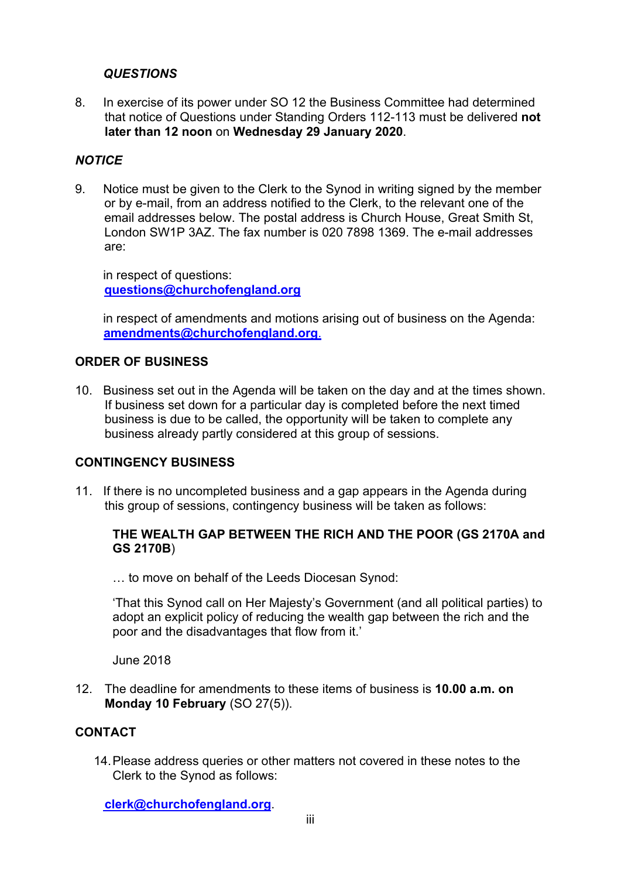### *QUESTIONS*

8. In exercise of its power under SO 12 the Business Committee had determined that notice of Questions under Standing Orders 112-113 must be delivered **not later than 12 noon** on **Wednesday 29 January 2020**.

### *NOTICE*

9. Notice must be given to the Clerk to the Synod in writing signed by the member or by e-mail, from an address notified to the Clerk, to the relevant one of the email addresses below. The postal address is Church House, Great Smith St, London SW1P 3AZ. The fax number is 020 7898 1369. The e-mail addresses are:

   in respect of questions:
   **questions@churchofengland.org**

   in respect of amendments and motions arising out of business on the Agenda:
   **amendments@churchofengland.org**.

### ORDER OF BUSINESS

10. Business set out in the Agenda will be taken on the day and at the times shown. If business set down for a particular day is completed before the next timed business is due to be called, the opportunity will be taken to complete any business already partly considered at this group of sessions.

### CONTINGENCY BUSINESS

11. If there is no uncompleted business and a gap appears in the Agenda during this group of sessions, contingency business will be taken as follows:

    **THE WEALTH GAP BETWEEN THE RICH AND THE POOR (GS 2170A and GS 2170B**)

    … to move on behalf of the Leeds Diocesan Synod:

    'That this Synod call on Her Majesty's Government (and all political parties) to adopt an explicit policy of reducing the wealth gap between the rich and the poor and the disadvantages that flow from it.'

    June 2018

12. The deadline for amendments to these items of business is **10.00 a.m. on Monday 10 February** (SO 27(5)).

### CONTACT

14. Please address queries or other matters not covered in these notes to the Clerk to the Synod as follows:

**clerk@churchofengland.org**.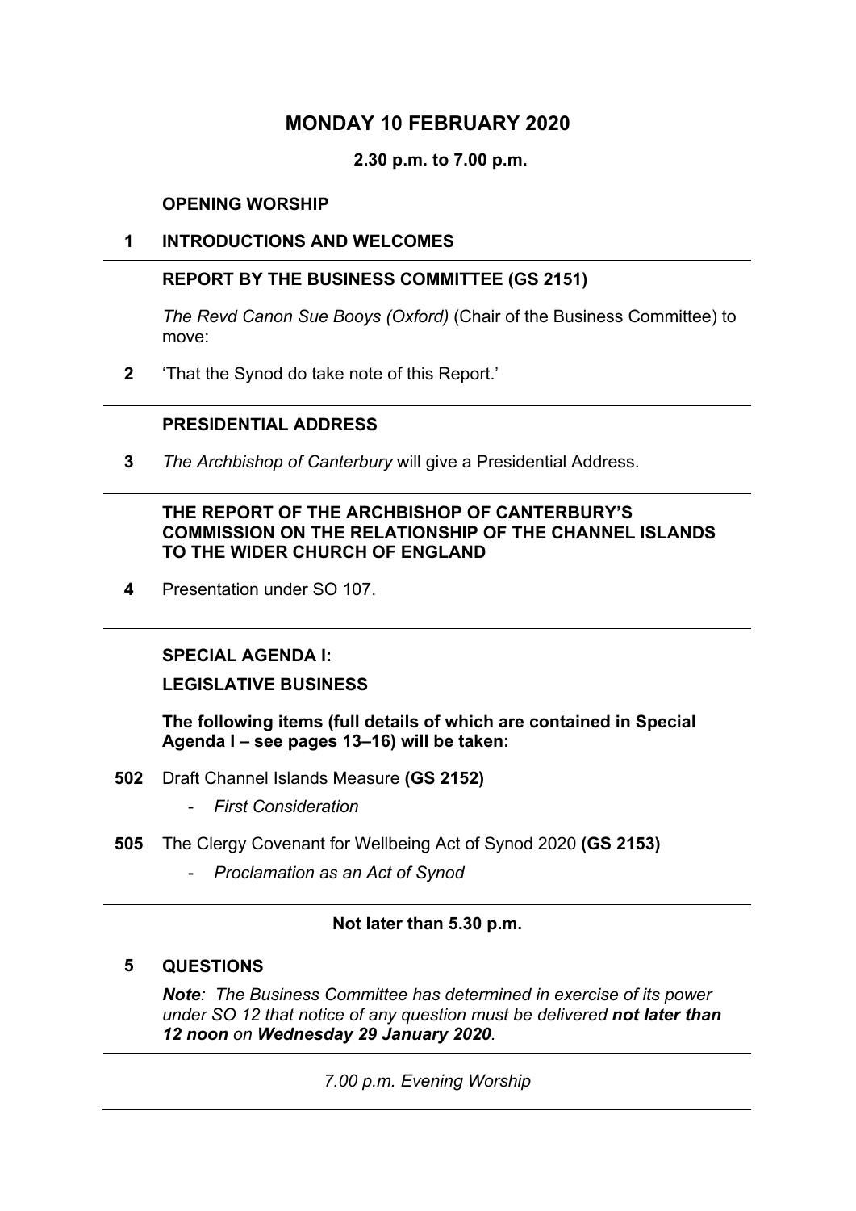# MONDAY 10 FEBRUARY 2020

**2.30 p.m. to 7.00 p.m.**

**OPENING WORSHIP**

**1 INTRODUCTIONS AND WELCOMES**

---

**REPORT BY THE BUSINESS COMMITTEE (GS 2151)**

*The Revd Canon Sue Booys (Oxford)* (Chair of the Business Committee) to move:

**2** 'That the Synod do take note of this Report.'

---

**PRESIDENTIAL ADDRESS**

**3** *The Archbishop of Canterbury* will give a Presidential Address.

---

**THE REPORT OF THE ARCHBISHOP OF CANTERBURY'S COMMISSION ON THE RELATIONSHIP OF THE CHANNEL ISLANDS TO THE WIDER CHURCH OF ENGLAND**

**4** Presentation under SO 107.

---

**SPECIAL AGENDA I:**

**LEGISLATIVE BUSINESS**

**The following items (full details of which are contained in Special Agenda I – see pages 13–16) will be taken:**

**502** Draft Channel Islands Measure **(GS 2152)**

- *First Consideration*

**505** The Clergy Covenant for Wellbeing Act of Synod 2020 **(GS 2153)**

- *Proclamation as an Act of Synod*

---

**Not later than 5.30 p.m.**

**5 QUESTIONS**

***Note**: The Business Committee has determined in exercise of its power under SO 12 that notice of any question must be delivered **not later than 12 noon** on **Wednesday 29 January 2020**.*

---

*7.00 p.m. Evening Worship*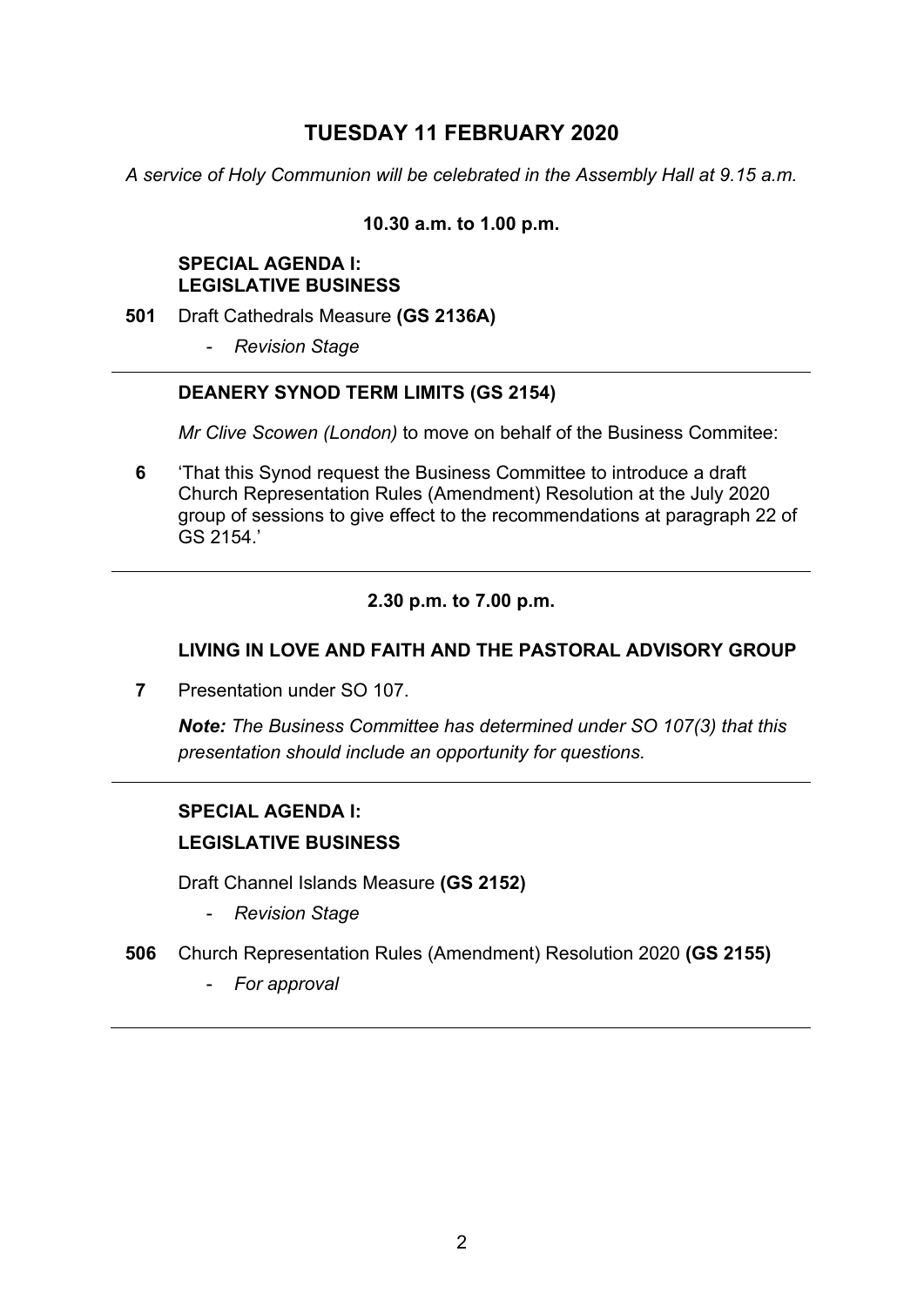# TUESDAY 11 FEBRUARY 2020

*A service of Holy Communion will be celebrated in the Assembly Hall at 9.15 a.m.*

**10.30 a.m. to 1.00 p.m.**

**SPECIAL AGENDA I:**
**LEGISLATIVE BUSINESS**

**501** Draft Cathedrals Measure **(GS 2136A)**

- *Revision Stage*

---

**DEANERY SYNOD TERM LIMITS (GS 2154)**

*Mr Clive Scowen (London)* to move on behalf of the Business Commitee:

**6** 'That this Synod request the Business Committee to introduce a draft Church Representation Rules (Amendment) Resolution at the July 2020 group of sessions to give effect to the recommendations at paragraph 22 of GS 2154.'

---

**2.30 p.m. to 7.00 p.m.**

**LIVING IN LOVE AND FAITH AND THE PASTORAL ADVISORY GROUP**

**7** Presentation under SO 107.

***Note:*** *The Business Committee has determined under SO 107(3) that this presentation should include an opportunity for questions.*

---

**SPECIAL AGENDA I:**

**LEGISLATIVE BUSINESS**

Draft Channel Islands Measure **(GS 2152)**

- *Revision Stage*

**506** Church Representation Rules (Amendment) Resolution 2020 **(GS 2155)**

- *For approval*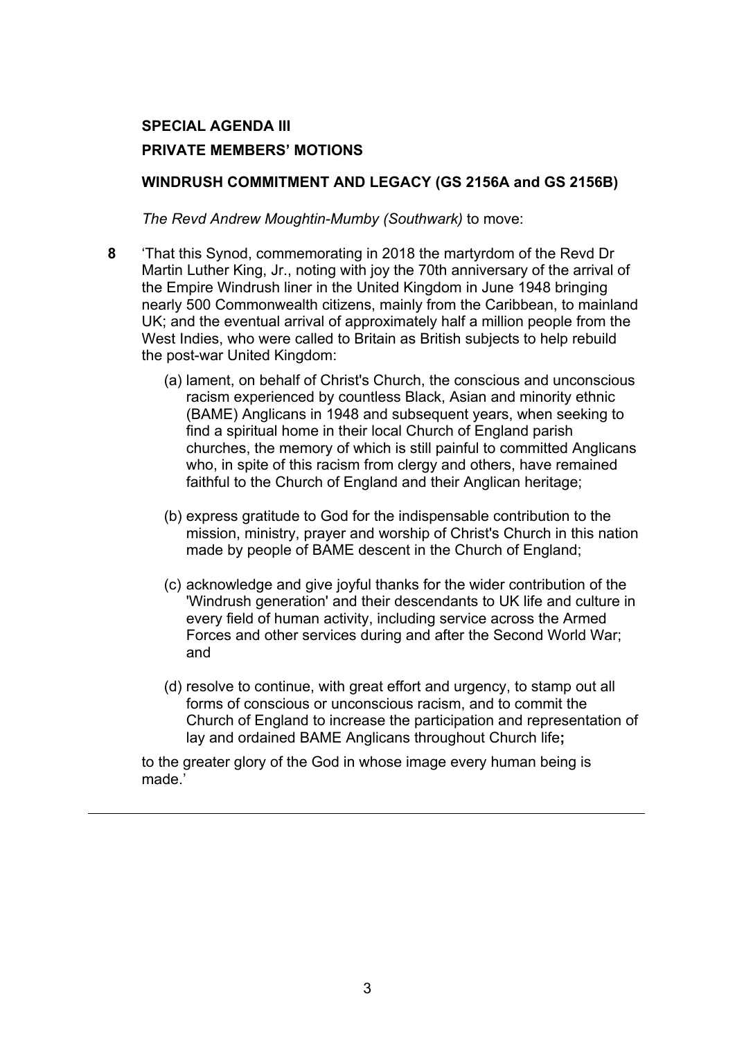**SPECIAL AGENDA III**

**PRIVATE MEMBERS' MOTIONS**

**WINDRUSH COMMITMENT AND LEGACY (GS 2156A and GS 2156B)**

*The Revd Andrew Moughtin-Mumby (Southwark)* to move:

**8** 'That this Synod, commemorating in 2018 the martyrdom of the Revd Dr Martin Luther King, Jr., noting with joy the 70th anniversary of the arrival of the Empire Windrush liner in the United Kingdom in June 1948 bringing nearly 500 Commonwealth citizens, mainly from the Caribbean, to mainland UK; and the eventual arrival of approximately half a million people from the West Indies, who were called to Britain as British subjects to help rebuild the post-war United Kingdom:

(a) lament, on behalf of Christ's Church, the conscious and unconscious racism experienced by countless Black, Asian and minority ethnic (BAME) Anglicans in 1948 and subsequent years, when seeking to find a spiritual home in their local Church of England parish churches, the memory of which is still painful to committed Anglicans who, in spite of this racism from clergy and others, have remained faithful to the Church of England and their Anglican heritage;

(b) express gratitude to God for the indispensable contribution to the mission, ministry, prayer and worship of Christ's Church in this nation made by people of BAME descent in the Church of England;

(c) acknowledge and give joyful thanks for the wider contribution of the 'Windrush generation' and their descendants to UK life and culture in every field of human activity, including service across the Armed Forces and other services during and after the Second World War; and

(d) resolve to continue, with great effort and urgency, to stamp out all forms of conscious or unconscious racism, and to commit the Church of England to increase the participation and representation of lay and ordained BAME Anglicans throughout Church life**;**

to the greater glory of the God in whose image every human being is made.'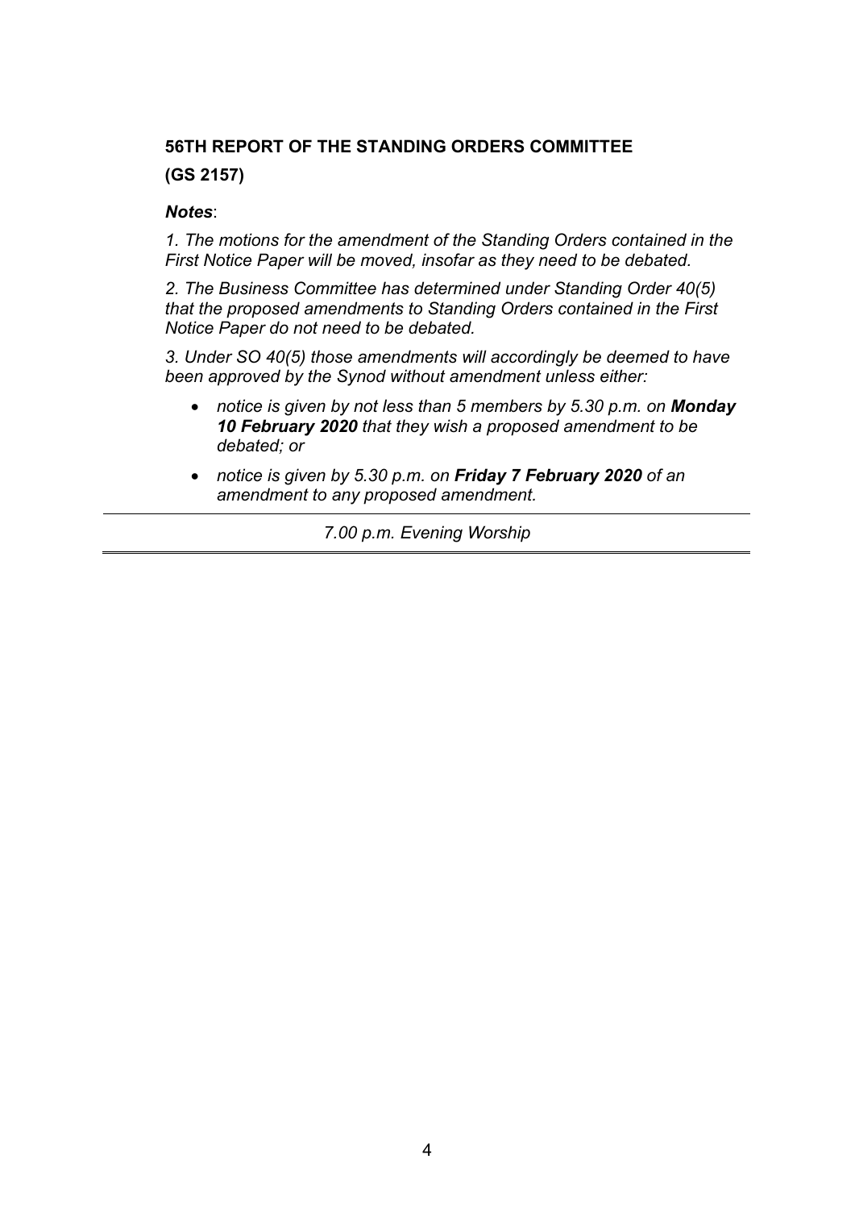**56TH REPORT OF THE STANDING ORDERS COMMITTEE**

**(GS 2157)**

***Notes***:

*1. The motions for the amendment of the Standing Orders contained in the First Notice Paper will be moved, insofar as they need to be debated.*

*2. The Business Committee has determined under Standing Order 40(5) that the proposed amendments to Standing Orders contained in the First Notice Paper do not need to be debated.*

*3. Under SO 40(5) those amendments will accordingly be deemed to have been approved by the Synod without amendment unless either:*

- *notice is given by not less than 5 members by 5.30 p.m. on* ***Monday 10 February 2020*** *that they wish a proposed amendment to be debated; or*
- *notice is given by 5.30 p.m. on* ***Friday 7 February 2020*** *of an amendment to any proposed amendment.*

---

*7.00 p.m. Evening Worship*

---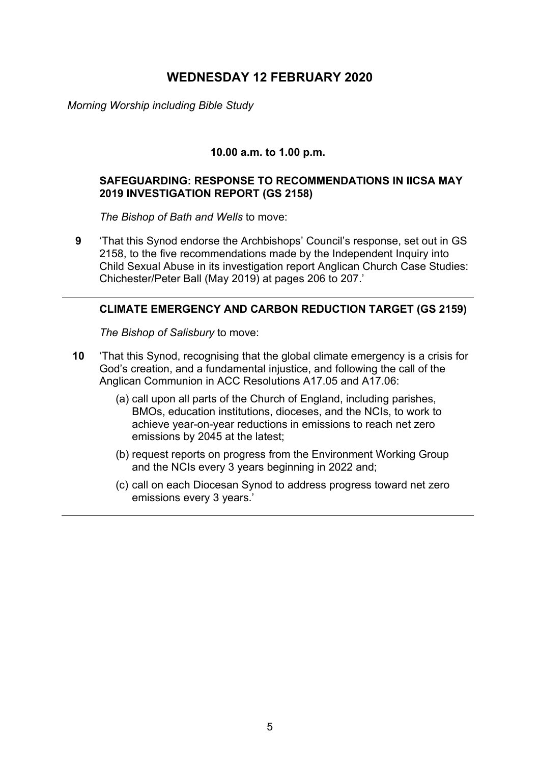## WEDNESDAY 12 FEBRUARY 2020

*Morning Worship including Bible Study*

**10.00 a.m. to 1.00 p.m.**

### SAFEGUARDING: RESPONSE TO RECOMMENDATIONS IN IICSA MAY 2019 INVESTIGATION REPORT (GS 2158)

*The Bishop of Bath and Wells* to move:

**9** 'That this Synod endorse the Archbishops' Council's response, set out in GS 2158, to the five recommendations made by the Independent Inquiry into Child Sexual Abuse in its investigation report Anglican Church Case Studies: Chichester/Peter Ball (May 2019) at pages 206 to 207.'

---

### CLIMATE EMERGENCY AND CARBON REDUCTION TARGET (GS 2159)

*The Bishop of Salisbury* to move:

**10** 'That this Synod, recognising that the global climate emergency is a crisis for God's creation, and a fundamental injustice, and following the call of the Anglican Communion in ACC Resolutions A17.05 and A17.06:

(a) call upon all parts of the Church of England, including parishes, BMOs, education institutions, dioceses, and the NCIs, to work to achieve year-on-year reductions in emissions to reach net zero emissions by 2045 at the latest;

(b) request reports on progress from the Environment Working Group and the NCIs every 3 years beginning in 2022 and;

(c) call on each Diocesan Synod to address progress toward net zero emissions every 3 years.'

---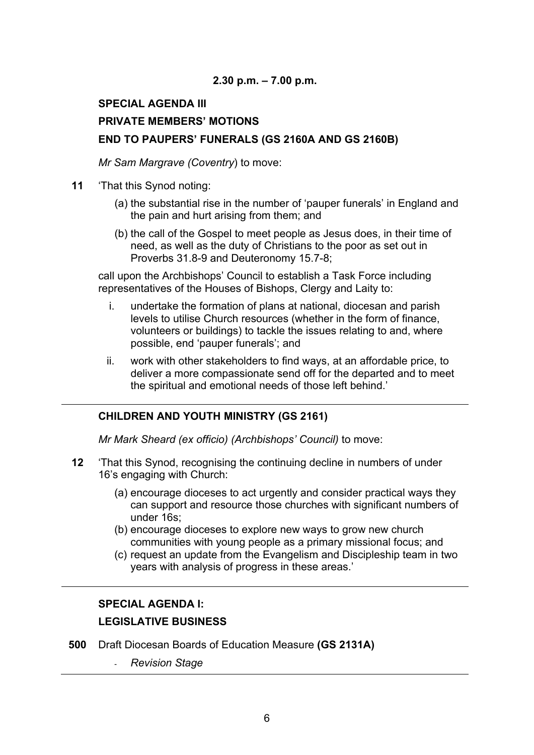**2.30 p.m. – 7.00 p.m.**

## SPECIAL AGENDA III

## PRIVATE MEMBERS' MOTIONS

### END TO PAUPERS' FUNERALS (GS 2160A AND GS 2160B)

*Mr Sam Margrave (Coventry*) to move:

**11** 'That this Synod noting:

(a) the substantial rise in the number of 'pauper funerals' in England and the pain and hurt arising from them; and

(b) the call of the Gospel to meet people as Jesus does, in their time of need, as well as the duty of Christians to the poor as set out in Proverbs 31.8-9 and Deuteronomy 15.7-8;

call upon the Archbishops' Council to establish a Task Force including representatives of the Houses of Bishops, Clergy and Laity to:

i. undertake the formation of plans at national, diocesan and parish levels to utilise Church resources (whether in the form of finance, volunteers or buildings) to tackle the issues relating to and, where possible, end 'pauper funerals'; and

ii. work with other stakeholders to find ways, at an affordable price, to deliver a more compassionate send off for the departed and to meet the spiritual and emotional needs of those left behind.'

---

### CHILDREN AND YOUTH MINISTRY (GS 2161)

*Mr Mark Sheard (ex officio) (Archbishops' Council)* to move:

**12** 'That this Synod, recognising the continuing decline in numbers of under 16's engaging with Church:

(a) encourage dioceses to act urgently and consider practical ways they can support and resource those churches with significant numbers of under 16s;

(b) encourage dioceses to explore new ways to grow new church communities with young people as a primary missional focus; and

(c) request an update from the Evangelism and Discipleship team in two years with analysis of progress in these areas.'

---

## SPECIAL AGENDA I:

## LEGISLATIVE BUSINESS

**500** Draft Diocesan Boards of Education Measure **(GS 2131A)**

- *Revision Stage*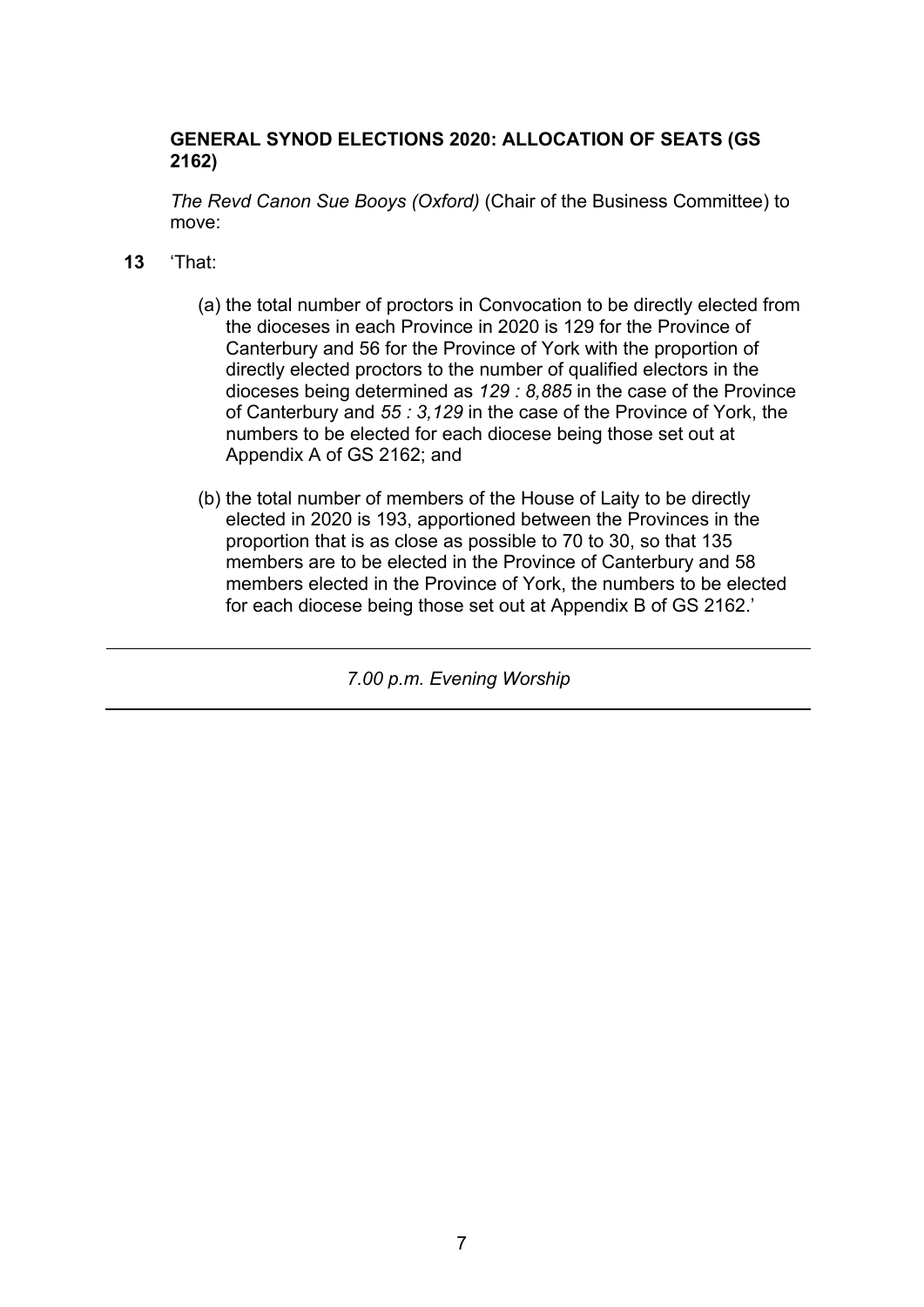**GENERAL SYNOD ELECTIONS 2020: ALLOCATION OF SEATS (GS 2162)**

*The Revd Canon Sue Booys (Oxford)* (Chair of the Business Committee) to move:

**13** 'That:

(a) the total number of proctors in Convocation to be directly elected from the dioceses in each Province in 2020 is 129 for the Province of Canterbury and 56 for the Province of York with the proportion of directly elected proctors to the number of qualified electors in the dioceses being determined as *129 : 8,885* in the case of the Province of Canterbury and *55 : 3,129* in the case of the Province of York, the numbers to be elected for each diocese being those set out at Appendix A of GS 2162; and

(b) the total number of members of the House of Laity to be directly elected in 2020 is 193, apportioned between the Provinces in the proportion that is as close as possible to 70 to 30, so that 135 members are to be elected in the Province of Canterbury and 58 members elected in the Province of York, the numbers to be elected for each diocese being those set out at Appendix B of GS 2162.'

---

*7.00 p.m. Evening Worship*

---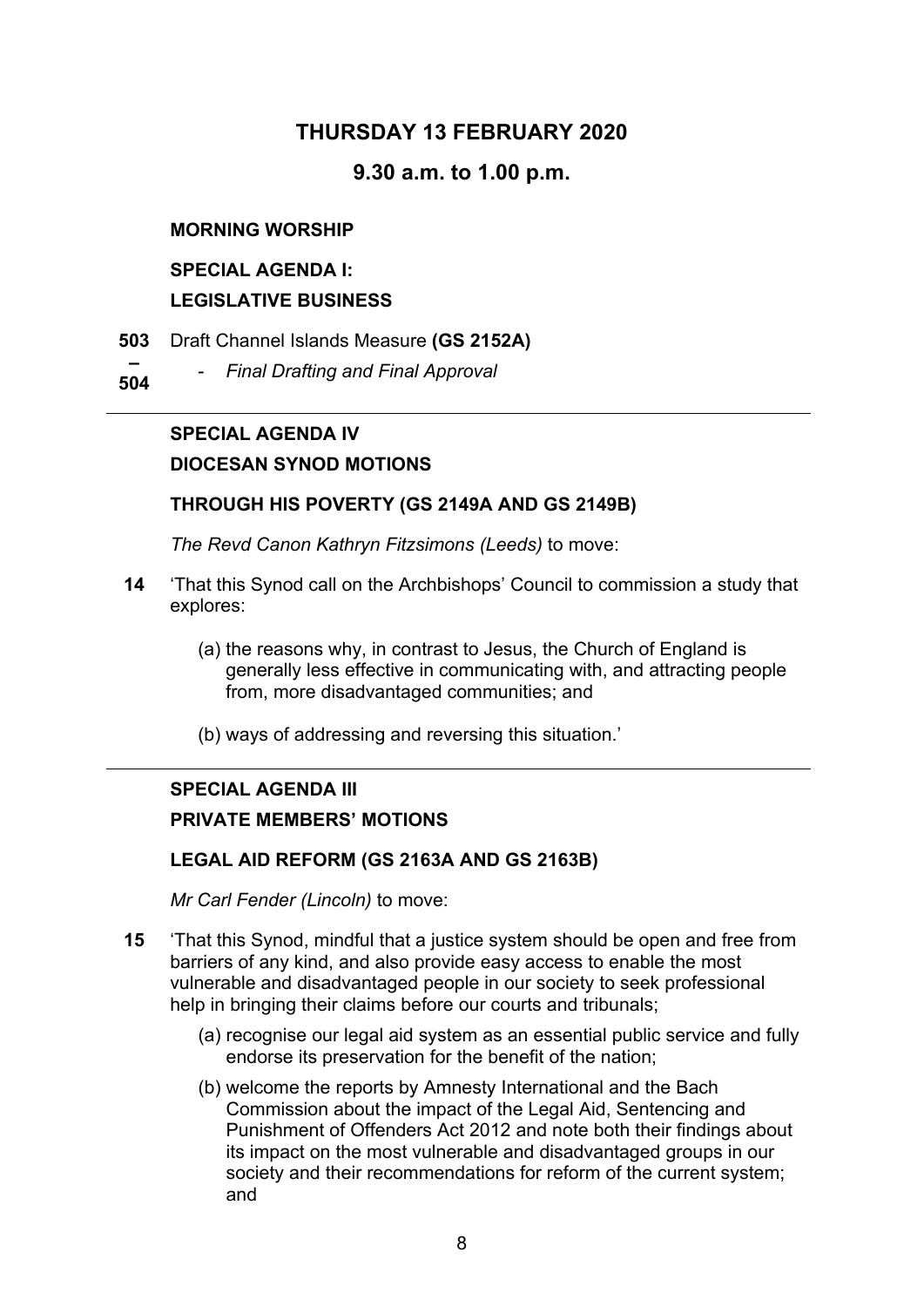# THURSDAY 13 FEBRUARY 2020

## 9.30 a.m. to 1.00 p.m.

**MORNING WORSHIP**

**SPECIAL AGENDA I:**

**LEGISLATIVE BUSINESS**

**503 – 504** Draft Channel Islands Measure **(GS 2152A)**

- *Final Drafting and Final Approval*

---

**SPECIAL AGENDA IV**

**DIOCESAN SYNOD MOTIONS**

**THROUGH HIS POVERTY (GS 2149A AND GS 2149B)**

*The Revd Canon Kathryn Fitzsimons (Leeds)* to move:

**14** 'That this Synod call on the Archbishops' Council to commission a study that explores:

(a) the reasons why, in contrast to Jesus, the Church of England is generally less effective in communicating with, and attracting people from, more disadvantaged communities; and

(b) ways of addressing and reversing this situation.'

---

**SPECIAL AGENDA III**

**PRIVATE MEMBERS' MOTIONS**

**LEGAL AID REFORM (GS 2163A AND GS 2163B)**

*Mr Carl Fender (Lincoln)* to move:

**15** 'That this Synod, mindful that a justice system should be open and free from barriers of any kind, and also provide easy access to enable the most vulnerable and disadvantaged people in our society to seek professional help in bringing their claims before our courts and tribunals;

(a) recognise our legal aid system as an essential public service and fully endorse its preservation for the benefit of the nation;

(b) welcome the reports by Amnesty International and the Bach Commission about the impact of the Legal Aid, Sentencing and Punishment of Offenders Act 2012 and note both their findings about its impact on the most vulnerable and disadvantaged groups in our society and their recommendations for reform of the current system; and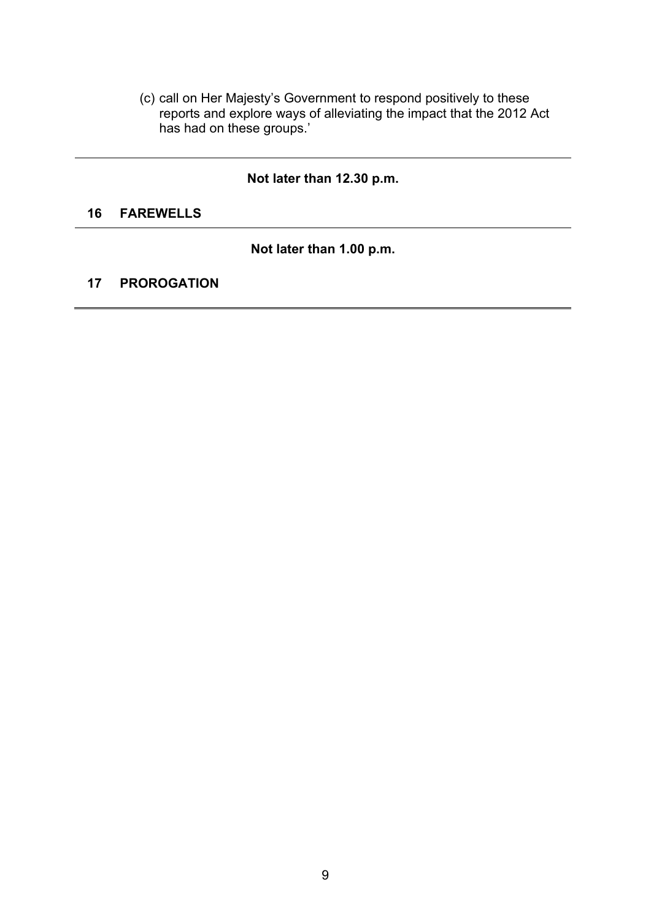(c) call on Her Majesty's Government to respond positively to these reports and explore ways of alleviating the impact that the 2012 Act has had on these groups.'

---

**Not later than 12.30 p.m.**

**16 FAREWELLS**

---

**Not later than 1.00 p.m.**

**17 PROROGATION**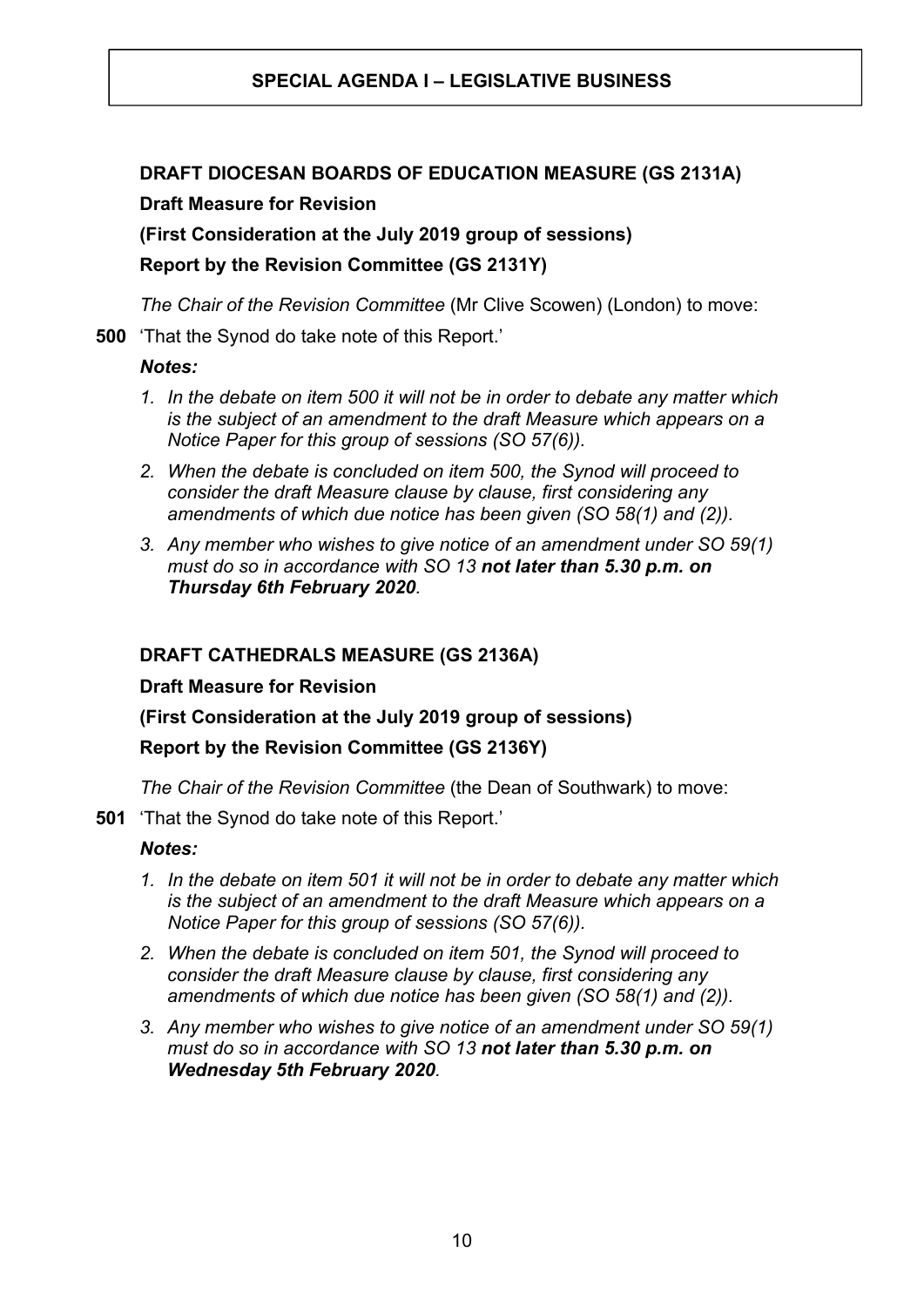# SPECIAL AGENDA I – LEGISLATIVE BUSINESS

## DRAFT DIOCESAN BOARDS OF EDUCATION MEASURE (GS 2131A)

**Draft Measure for Revision**

**(First Consideration at the July 2019 group of sessions)**

**Report by the Revision Committee (GS 2131Y)**

*The Chair of the Revision Committee* (Mr Clive Scowen) (London) to move:

**500** 'That the Synod do take note of this Report.'

***Notes:***

1. *In the debate on item 500 it will not be in order to debate any matter which is the subject of an amendment to the draft Measure which appears on a Notice Paper for this group of sessions (SO 57(6)).*
2. *When the debate is concluded on item 500, the Synod will proceed to consider the draft Measure clause by clause, first considering any amendments of which due notice has been given (SO 58(1) and (2)).*
3. *Any member who wishes to give notice of an amendment under SO 59(1) must do so in accordance with SO 13* ***not later than 5.30 p.m. on Thursday 6th February 2020****.*

## DRAFT CATHEDRALS MEASURE (GS 2136A)

**Draft Measure for Revision**

**(First Consideration at the July 2019 group of sessions)**

**Report by the Revision Committee (GS 2136Y)**

*The Chair of the Revision Committee* (the Dean of Southwark) to move:

**501** 'That the Synod do take note of this Report.'

***Notes:***

1. *In the debate on item 501 it will not be in order to debate any matter which is the subject of an amendment to the draft Measure which appears on a Notice Paper for this group of sessions (SO 57(6)).*
2. *When the debate is concluded on item 501, the Synod will proceed to consider the draft Measure clause by clause, first considering any amendments of which due notice has been given (SO 58(1) and (2)).*
3. *Any member who wishes to give notice of an amendment under SO 59(1) must do so in accordance with SO 13* ***not later than 5.30 p.m. on Wednesday 5th February 2020****.*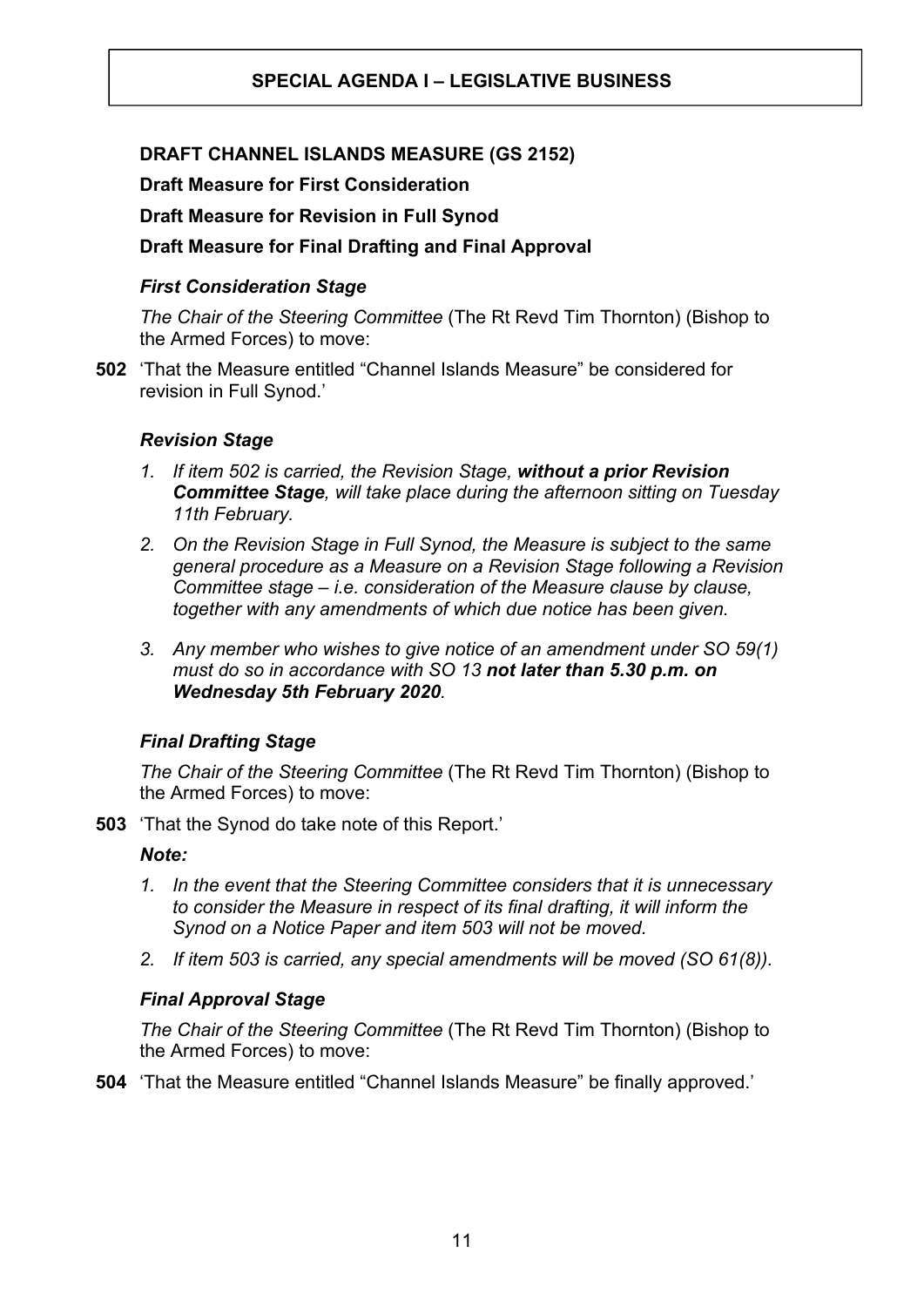## SPECIAL AGENDA I – LEGISLATIVE BUSINESS

**DRAFT CHANNEL ISLANDS MEASURE (GS 2152)**

**Draft Measure for First Consideration**

**Draft Measure for Revision in Full Synod**

**Draft Measure for Final Drafting and Final Approval**

### *First Consideration Stage*

*The Chair of the Steering Committee* (The Rt Revd Tim Thornton) (Bishop to the Armed Forces) to move:

**502** 'That the Measure entitled "Channel Islands Measure" be considered for revision in Full Synod.'

### *Revision Stage*

1. *If item 502 is carried, the Revision Stage, **without a prior Revision Committee Stage**, will take place during the afternoon sitting on Tuesday 11th February.*
2. *On the Revision Stage in Full Synod, the Measure is subject to the same general procedure as a Measure on a Revision Stage following a Revision Committee stage – i.e. consideration of the Measure clause by clause, together with any amendments of which due notice has been given.*
3. *Any member who wishes to give notice of an amendment under SO 59(1) must do so in accordance with SO 13 **not later than 5.30 p.m. on Wednesday 5th February 2020**.*

### *Final Drafting Stage*

*The Chair of the Steering Committee* (The Rt Revd Tim Thornton) (Bishop to the Armed Forces) to move:

**503** 'That the Synod do take note of this Report.'

***Note:***

1. *In the event that the Steering Committee considers that it is unnecessary to consider the Measure in respect of its final drafting, it will inform the Synod on a Notice Paper and item 503 will not be moved.*
2. *If item 503 is carried, any special amendments will be moved (SO 61(8)).*

### *Final Approval Stage*

*The Chair of the Steering Committee* (The Rt Revd Tim Thornton) (Bishop to the Armed Forces) to move:

**504** 'That the Measure entitled "Channel Islands Measure" be finally approved.'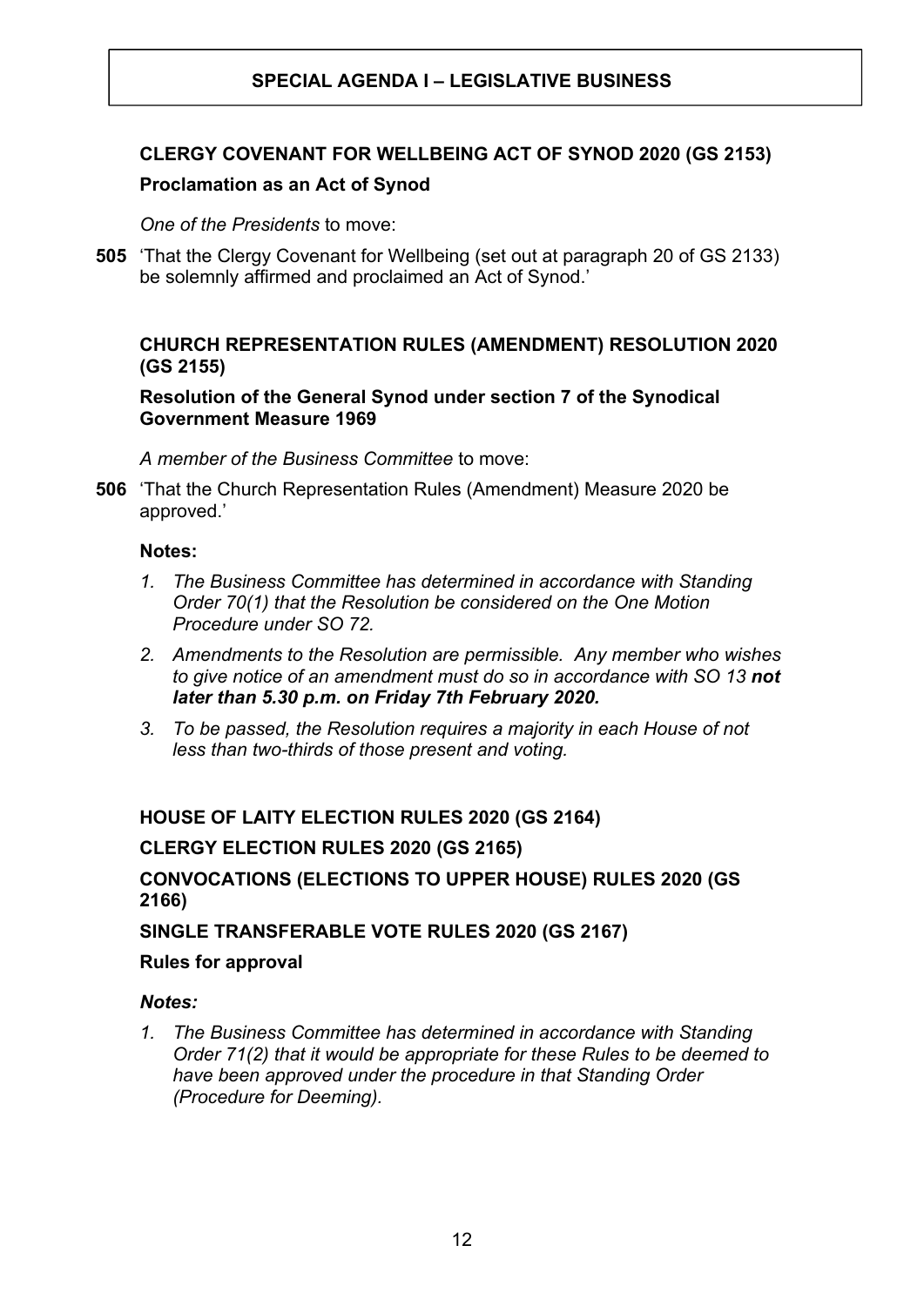## SPECIAL AGENDA I – LEGISLATIVE BUSINESS

### CLERGY COVENANT FOR WELLBEING ACT OF SYNOD 2020 (GS 2153)

**Proclamation as an Act of Synod**

*One of the Presidents* to move:

**505** 'That the Clergy Covenant for Wellbeing (set out at paragraph 20 of GS 2133) be solemnly affirmed and proclaimed an Act of Synod.'

### CHURCH REPRESENTATION RULES (AMENDMENT) RESOLUTION 2020 (GS 2155)

**Resolution of the General Synod under section 7 of the Synodical Government Measure 1969**

*A member of the Business Committee* to move:

**506** 'That the Church Representation Rules (Amendment) Measure 2020 be approved.'

**Notes:**

1. *The Business Committee has determined in accordance with Standing Order 70(1) that the Resolution be considered on the One Motion Procedure under SO 72.*
2. *Amendments to the Resolution are permissible. Any member who wishes to give notice of an amendment must do so in accordance with SO 13* ***not later than 5.30 p.m. on Friday 7th February 2020.***
3. *To be passed, the Resolution requires a majority in each House of not less than two-thirds of those present and voting.*

### HOUSE OF LAITY ELECTION RULES 2020 (GS 2164)

### CLERGY ELECTION RULES 2020 (GS 2165)

### CONVOCATIONS (ELECTIONS TO UPPER HOUSE) RULES 2020 (GS 2166)

### SINGLE TRANSFERABLE VOTE RULES 2020 (GS 2167)

**Rules for approval**

***Notes:***

1. *The Business Committee has determined in accordance with Standing Order 71(2) that it would be appropriate for these Rules to be deemed to have been approved under the procedure in that Standing Order (Procedure for Deeming).*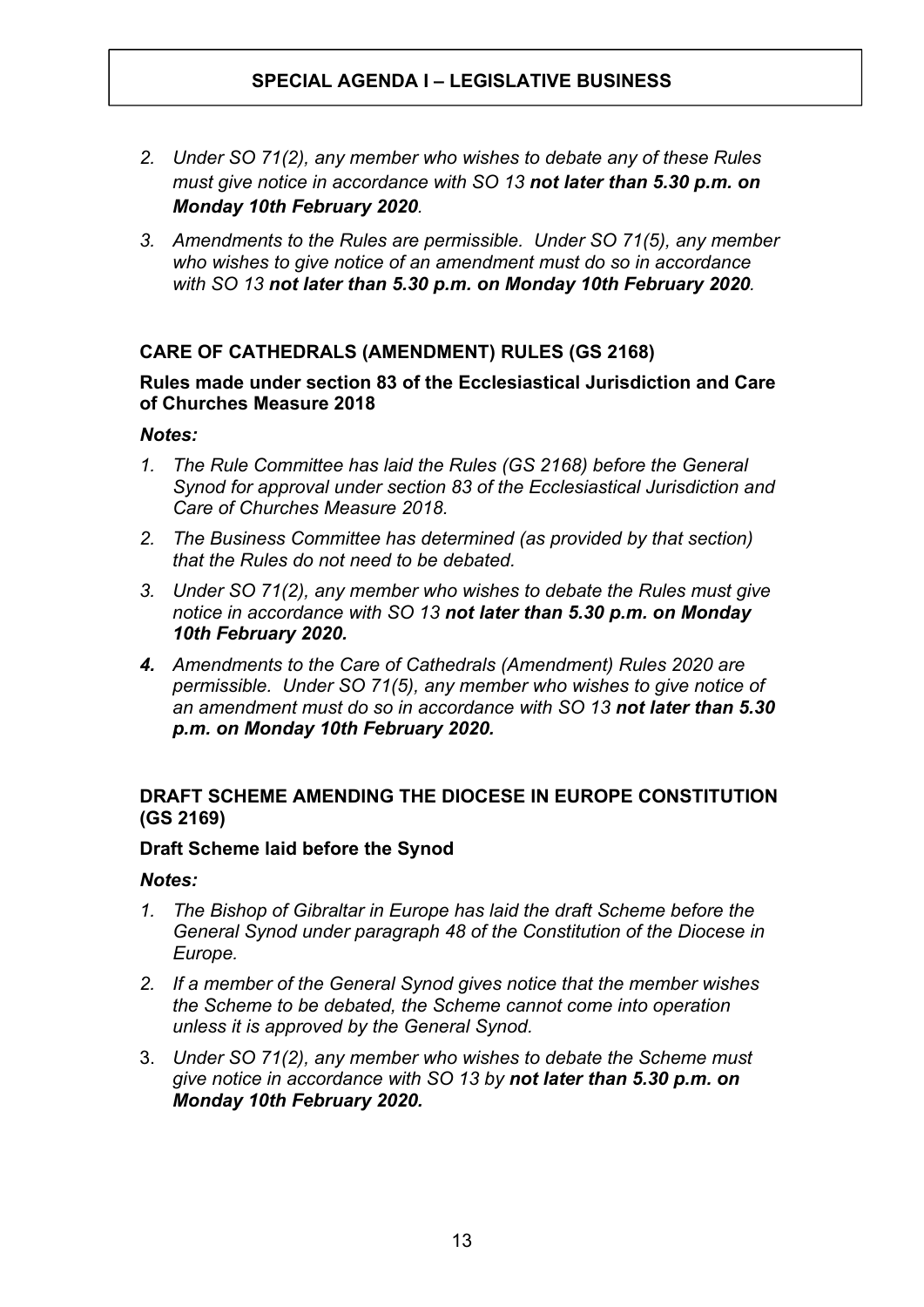2. *Under SO 71(2), any member who wishes to debate any of these Rules must give notice in accordance with SO 13* ***not later than 5.30 p.m. on Monday 10th February 2020****.*

3. *Amendments to the Rules are permissible. Under SO 71(5), any member who wishes to give notice of an amendment must do so in accordance with SO 13* ***not later than 5.30 p.m. on Monday 10th February 2020****.*

### CARE OF CATHEDRALS (AMENDMENT) RULES (GS 2168)

**Rules made under section 83 of the Ecclesiastical Jurisdiction and Care of Churches Measure 2018**

***Notes:***

1. *The Rule Committee has laid the Rules (GS 2168) before the General Synod for approval under section 83 of the Ecclesiastical Jurisdiction and Care of Churches Measure 2018.*
2. *The Business Committee has determined (as provided by that section) that the Rules do not need to be debated.*
3. *Under SO 71(2), any member who wishes to debate the Rules must give notice in accordance with SO 13* ***not later than 5.30 p.m. on Monday 10th February 2020.***
4. *Amendments to the Care of Cathedrals (Amendment) Rules 2020 are permissible. Under SO 71(5), any member who wishes to give notice of an amendment must do so in accordance with SO 13* ***not later than 5.30 p.m. on Monday 10th February 2020.***

### DRAFT SCHEME AMENDING THE DIOCESE IN EUROPE CONSTITUTION (GS 2169)

**Draft Scheme laid before the Synod**

***Notes:***

1. *The Bishop of Gibraltar in Europe has laid the draft Scheme before the General Synod under paragraph 48 of the Constitution of the Diocese in Europe.*
2. *If a member of the General Synod gives notice that the member wishes the Scheme to be debated, the Scheme cannot come into operation unless it is approved by the General Synod.*
3. *Under SO 71(2), any member who wishes to debate the Scheme must give notice in accordance with SO 13 by* ***not later than 5.30 p.m. on Monday 10th February 2020.***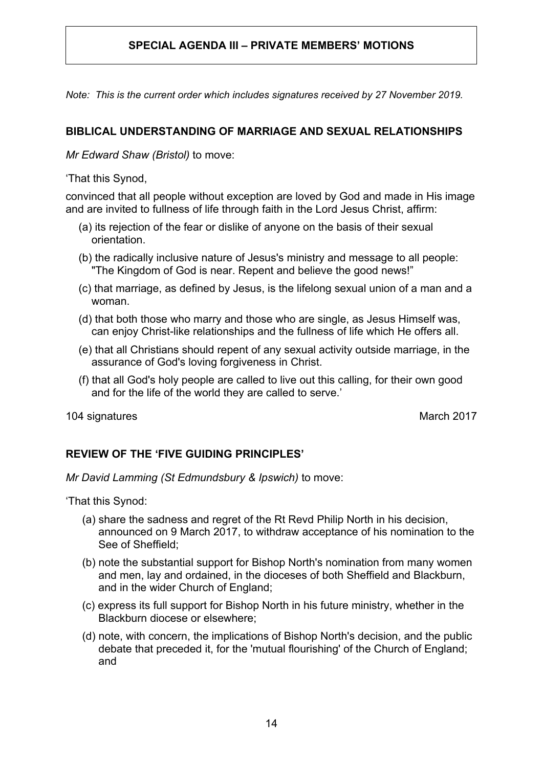**SPECIAL AGENDA III – PRIVATE MEMBERS' MOTIONS**

*Note: This is the current order which includes signatures received by 27 November 2019.*

**BIBLICAL UNDERSTANDING OF MARRIAGE AND SEXUAL RELATIONSHIPS**

*Mr Edward Shaw (Bristol)* to move:

'That this Synod,

convinced that all people without exception are loved by God and made in His image and are invited to fullness of life through faith in the Lord Jesus Christ, affirm:

(a) its rejection of the fear or dislike of anyone on the basis of their sexual orientation.

(b) the radically inclusive nature of Jesus's ministry and message to all people: "The Kingdom of God is near. Repent and believe the good news!"

(c) that marriage, as defined by Jesus, is the lifelong sexual union of a man and a woman.

(d) that both those who marry and those who are single, as Jesus Himself was, can enjoy Christ-like relationships and the fullness of life which He offers all.

(e) that all Christians should repent of any sexual activity outside marriage, in the assurance of God's loving forgiveness in Christ.

(f) that all God's holy people are called to live out this calling, for their own good and for the life of the world they are called to serve.'

104 signatures March 2017

**REVIEW OF THE 'FIVE GUIDING PRINCIPLES'**

*Mr David Lamming (St Edmundsbury & Ipswich)* to move:

'That this Synod:

(a) share the sadness and regret of the Rt Revd Philip North in his decision, announced on 9 March 2017, to withdraw acceptance of his nomination to the See of Sheffield;

(b) note the substantial support for Bishop North's nomination from many women and men, lay and ordained, in the dioceses of both Sheffield and Blackburn, and in the wider Church of England;

(c) express its full support for Bishop North in his future ministry, whether in the Blackburn diocese or elsewhere;

(d) note, with concern, the implications of Bishop North's decision, and the public debate that preceded it, for the 'mutual flourishing' of the Church of England; and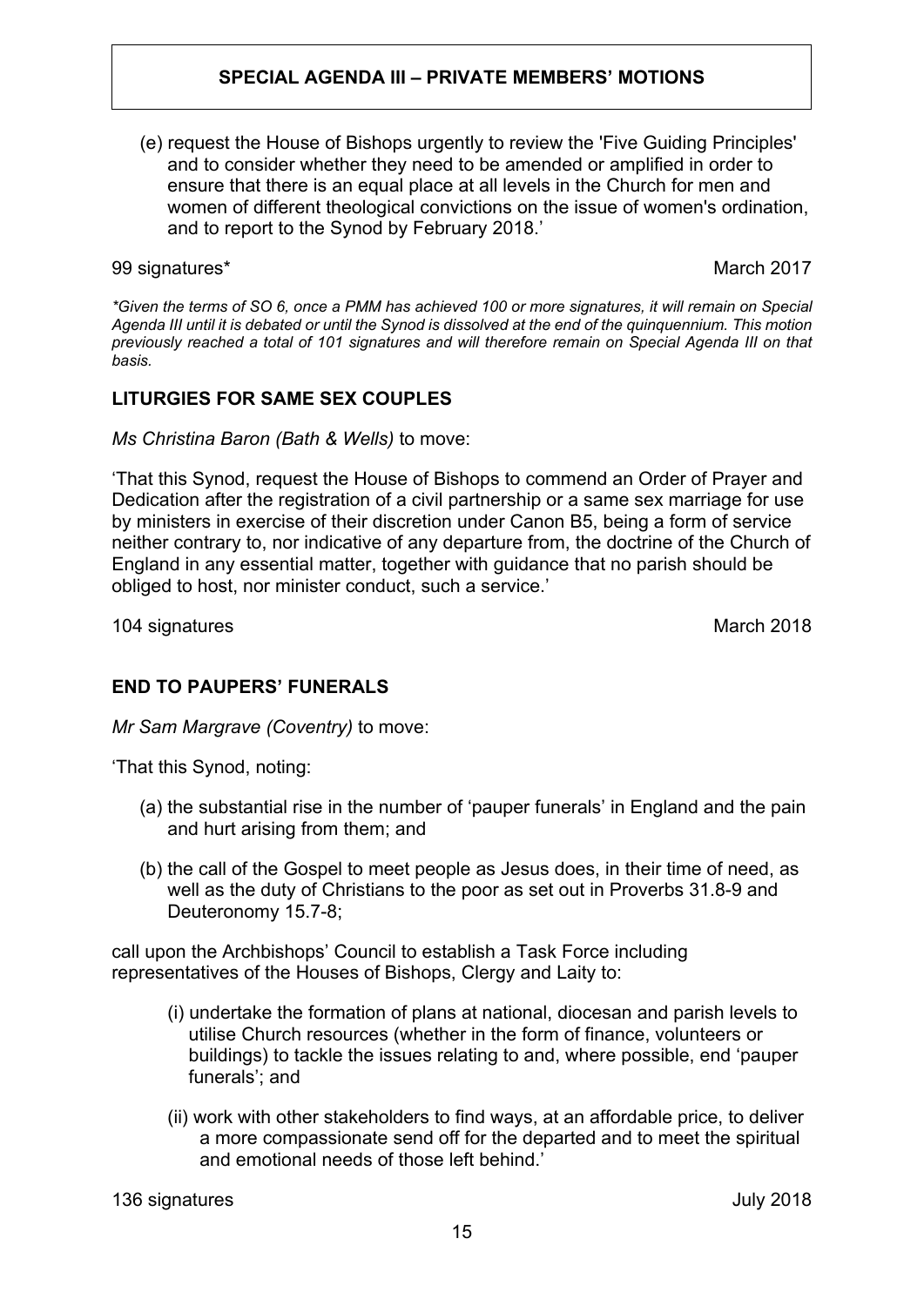## SPECIAL AGENDA III – PRIVATE MEMBERS' MOTIONS

(e) request the House of Bishops urgently to review the 'Five Guiding Principles' and to consider whether they need to be amended or amplified in order to ensure that there is an equal place at all levels in the Church for men and women of different theological convictions on the issue of women's ordination, and to report to the Synod by February 2018.'

99 signatures* March 2017

*\*Given the terms of SO 6, once a PMM has achieved 100 or more signatures, it will remain on Special Agenda III until it is debated or until the Synod is dissolved at the end of the quinquennium. This motion previously reached a total of 101 signatures and will therefore remain on Special Agenda III on that basis.*

### LITURGIES FOR SAME SEX COUPLES

*Ms Christina Baron (Bath & Wells)* to move:

'That this Synod, request the House of Bishops to commend an Order of Prayer and Dedication after the registration of a civil partnership or a same sex marriage for use by ministers in exercise of their discretion under Canon B5, being a form of service neither contrary to, nor indicative of any departure from, the doctrine of the Church of England in any essential matter, together with guidance that no parish should be obliged to host, nor minister conduct, such a service.'

104 signatures March 2018

### END TO PAUPERS' FUNERALS

*Mr Sam Margrave (Coventry)* to move:

'That this Synod, noting:

(a) the substantial rise in the number of 'pauper funerals' in England and the pain and hurt arising from them; and

(b) the call of the Gospel to meet people as Jesus does, in their time of need, as well as the duty of Christians to the poor as set out in Proverbs 31.8-9 and Deuteronomy 15.7-8;

call upon the Archbishops' Council to establish a Task Force including representatives of the Houses of Bishops, Clergy and Laity to:

(i) undertake the formation of plans at national, diocesan and parish levels to utilise Church resources (whether in the form of finance, volunteers or buildings) to tackle the issues relating to and, where possible, end 'pauper funerals'; and

(ii) work with other stakeholders to find ways, at an affordable price, to deliver a more compassionate send off for the departed and to meet the spiritual and emotional needs of those left behind.'

136 signatures July 2018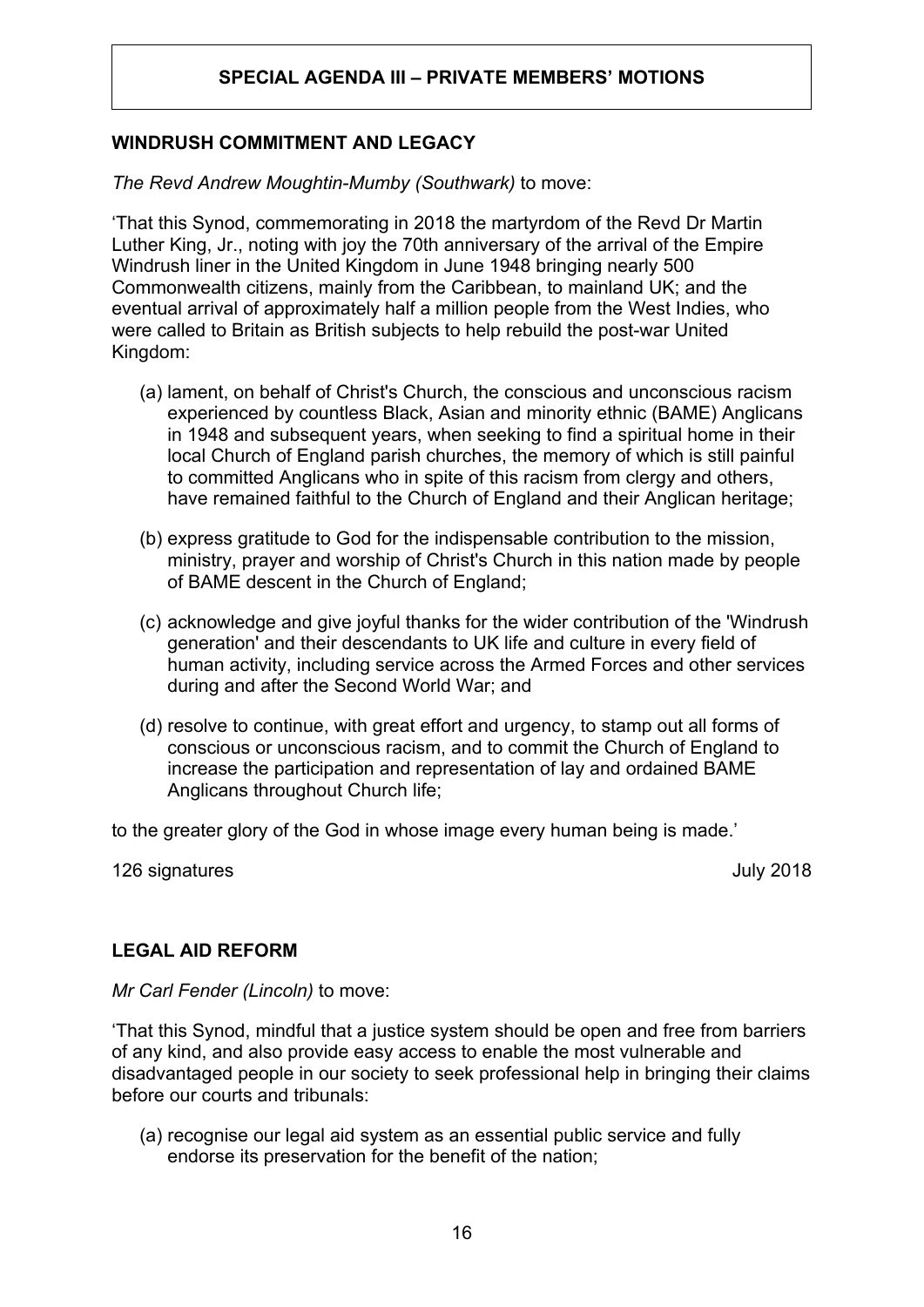**SPECIAL AGENDA III – PRIVATE MEMBERS' MOTIONS**

**WINDRUSH COMMITMENT AND LEGACY**

*The Revd Andrew Moughtin-Mumby (Southwark)* to move:

'That this Synod, commemorating in 2018 the martyrdom of the Revd Dr Martin Luther King, Jr., noting with joy the 70th anniversary of the arrival of the Empire Windrush liner in the United Kingdom in June 1948 bringing nearly 500 Commonwealth citizens, mainly from the Caribbean, to mainland UK; and the eventual arrival of approximately half a million people from the West Indies, who were called to Britain as British subjects to help rebuild the post-war United Kingdom:

(a) lament, on behalf of Christ's Church, the conscious and unconscious racism experienced by countless Black, Asian and minority ethnic (BAME) Anglicans in 1948 and subsequent years, when seeking to find a spiritual home in their local Church of England parish churches, the memory of which is still painful to committed Anglicans who in spite of this racism from clergy and others, have remained faithful to the Church of England and their Anglican heritage;

(b) express gratitude to God for the indispensable contribution to the mission, ministry, prayer and worship of Christ's Church in this nation made by people of BAME descent in the Church of England;

(c) acknowledge and give joyful thanks for the wider contribution of the 'Windrush generation' and their descendants to UK life and culture in every field of human activity, including service across the Armed Forces and other services during and after the Second World War; and

(d) resolve to continue, with great effort and urgency, to stamp out all forms of conscious or unconscious racism, and to commit the Church of England to increase the participation and representation of lay and ordained BAME Anglicans throughout Church life;

to the greater glory of the God in whose image every human being is made.'

126 signatures July 2018

**LEGAL AID REFORM**

*Mr Carl Fender (Lincoln)* to move:

'That this Synod, mindful that a justice system should be open and free from barriers of any kind, and also provide easy access to enable the most vulnerable and disadvantaged people in our society to seek professional help in bringing their claims before our courts and tribunals:

(a) recognise our legal aid system as an essential public service and fully endorse its preservation for the benefit of the nation;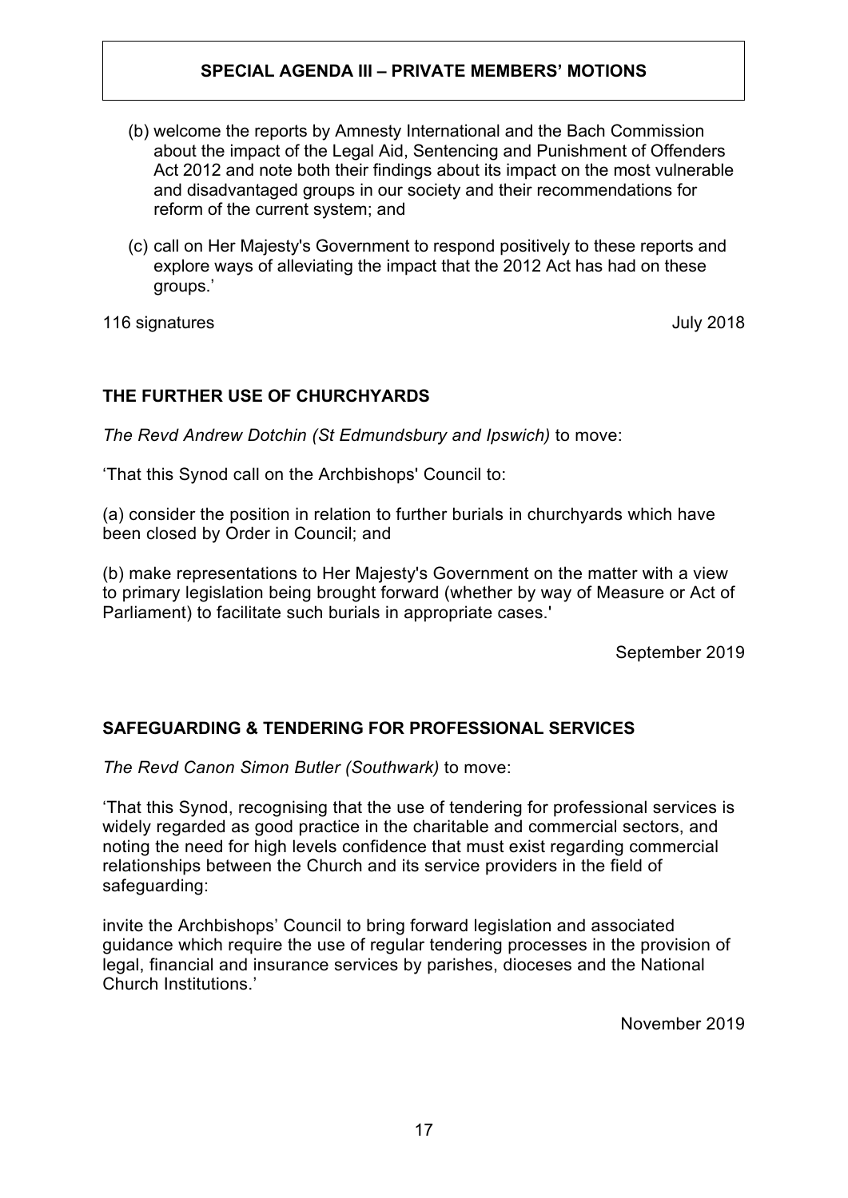# SPECIAL AGENDA III – PRIVATE MEMBERS' MOTIONS

(b) welcome the reports by Amnesty International and the Bach Commission about the impact of the Legal Aid, Sentencing and Punishment of Offenders Act 2012 and note both their findings about its impact on the most vulnerable and disadvantaged groups in our society and their recommendations for reform of the current system; and

(c) call on Her Majesty's Government to respond positively to these reports and explore ways of alleviating the impact that the 2012 Act has had on these groups.'

116 signatures July 2018

## THE FURTHER USE OF CHURCHYARDS

*The Revd Andrew Dotchin (St Edmundsbury and Ipswich)* to move:

'That this Synod call on the Archbishops' Council to:

(a) consider the position in relation to further burials in churchyards which have been closed by Order in Council; and

(b) make representations to Her Majesty's Government on the matter with a view to primary legislation being brought forward (whether by way of Measure or Act of Parliament) to facilitate such burials in appropriate cases.'

September 2019

## SAFEGUARDING & TENDERING FOR PROFESSIONAL SERVICES

*The Revd Canon Simon Butler (Southwark)* to move:

'That this Synod, recognising that the use of tendering for professional services is widely regarded as good practice in the charitable and commercial sectors, and noting the need for high levels confidence that must exist regarding commercial relationships between the Church and its service providers in the field of safeguarding:

invite the Archbishops' Council to bring forward legislation and associated guidance which require the use of regular tendering processes in the provision of legal, financial and insurance services by parishes, dioceses and the National Church Institutions.'

November 2019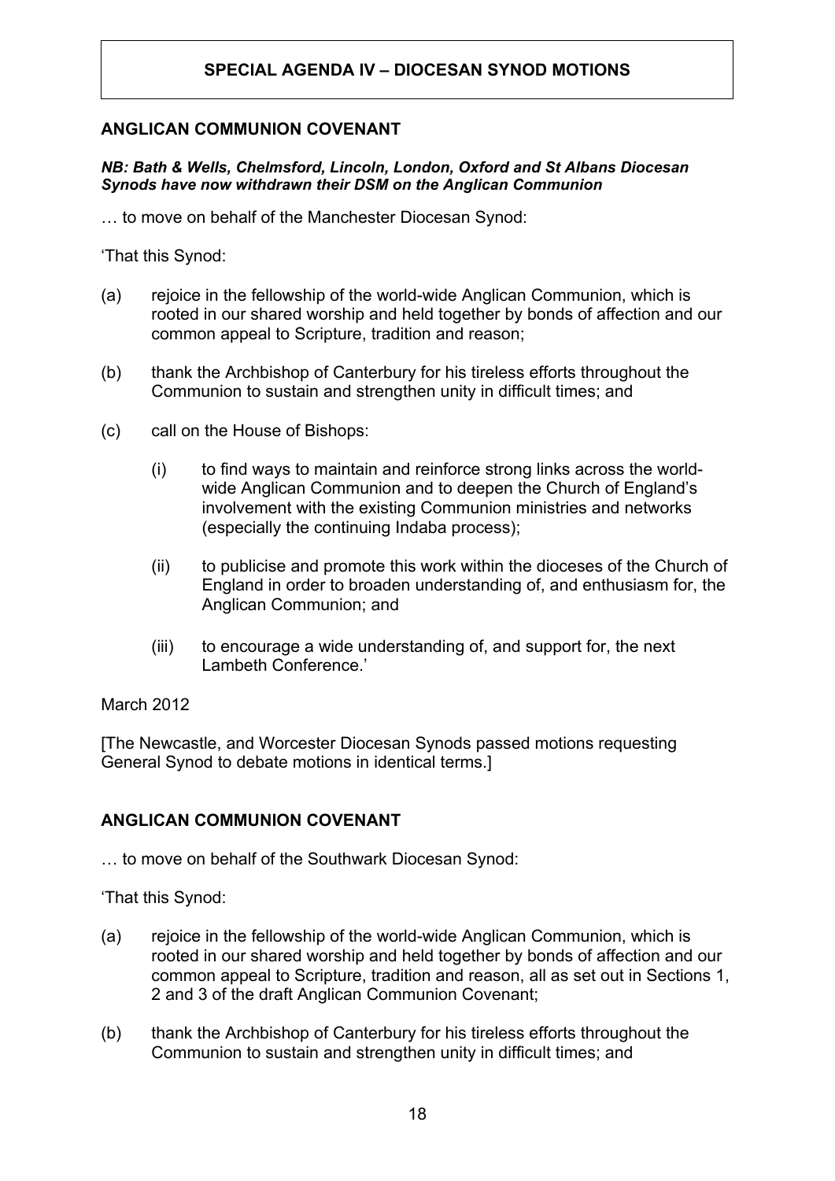## SPECIAL AGENDA IV – DIOCESAN SYNOD MOTIONS

### ANGLICAN COMMUNION COVENANT

***NB: Bath & Wells, Chelmsford, Lincoln, London, Oxford and St Albans Diocesan Synods have now withdrawn their DSM on the Anglican Communion***

… to move on behalf of the Manchester Diocesan Synod:

'That this Synod:

(a) rejoice in the fellowship of the world-wide Anglican Communion, which is rooted in our shared worship and held together by bonds of affection and our common appeal to Scripture, tradition and reason;

(b) thank the Archbishop of Canterbury for his tireless efforts throughout the Communion to sustain and strengthen unity in difficult times; and

(c) call on the House of Bishops:

   (i) to find ways to maintain and reinforce strong links across the world-wide Anglican Communion and to deepen the Church of England's involvement with the existing Communion ministries and networks (especially the continuing Indaba process);

   (ii) to publicise and promote this work within the dioceses of the Church of England in order to broaden understanding of, and enthusiasm for, the Anglican Communion; and

   (iii) to encourage a wide understanding of, and support for, the next Lambeth Conference.'

March 2012

[The Newcastle, and Worcester Diocesan Synods passed motions requesting General Synod to debate motions in identical terms.]

### ANGLICAN COMMUNION COVENANT

… to move on behalf of the Southwark Diocesan Synod:

'That this Synod:

(a) rejoice in the fellowship of the world-wide Anglican Communion, which is rooted in our shared worship and held together by bonds of affection and our common appeal to Scripture, tradition and reason, all as set out in Sections 1, 2 and 3 of the draft Anglican Communion Covenant;

(b) thank the Archbishop of Canterbury for his tireless efforts throughout the Communion to sustain and strengthen unity in difficult times; and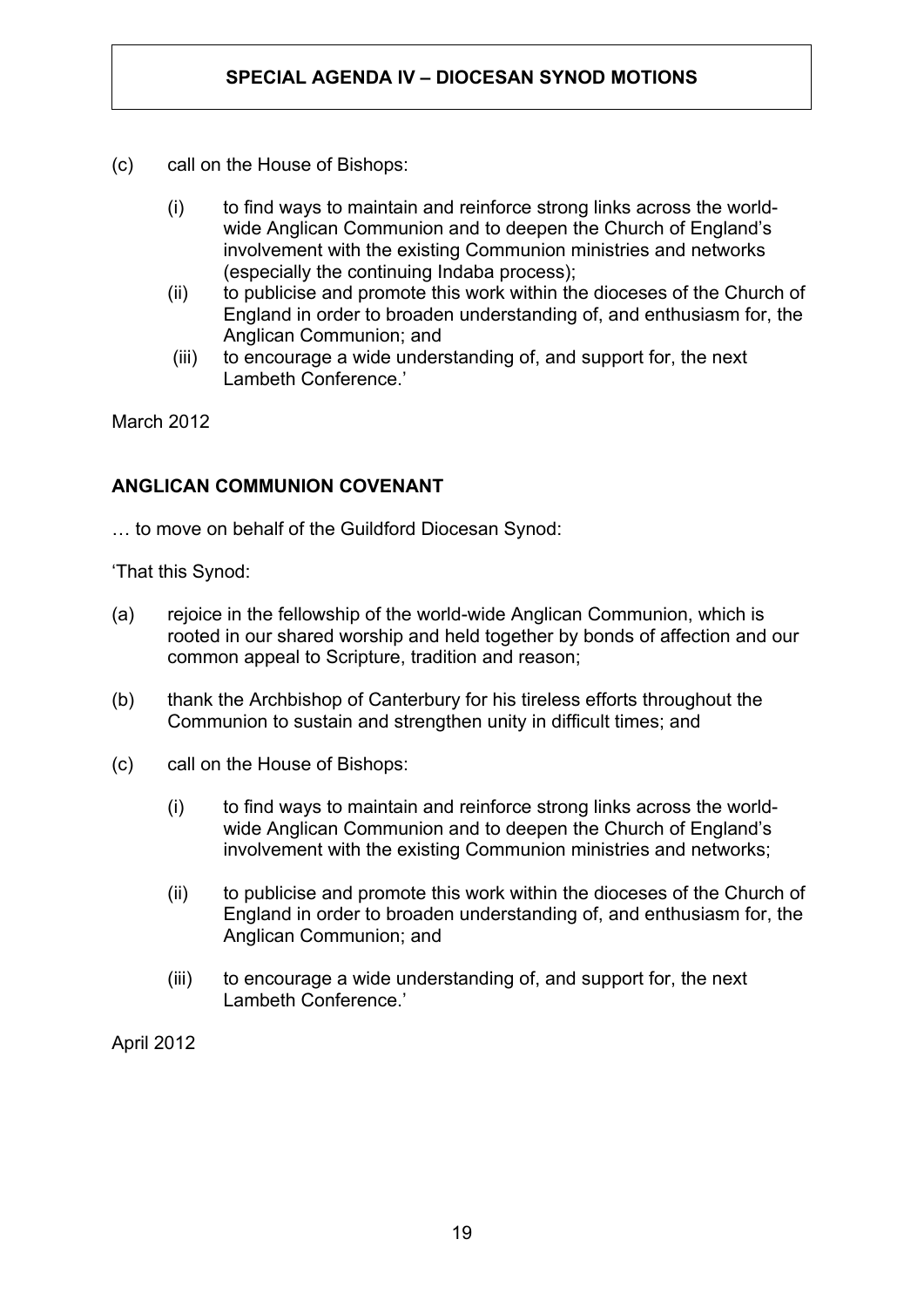# SPECIAL AGENDA IV – DIOCESAN SYNOD MOTIONS

(c) call on the House of Bishops:

  (i) to find ways to maintain and reinforce strong links across the world-wide Anglican Communion and to deepen the Church of England's involvement with the existing Communion ministries and networks (especially the continuing Indaba process);
  (ii) to publicise and promote this work within the dioceses of the Church of England in order to broaden understanding of, and enthusiasm for, the Anglican Communion; and
  (iii) to encourage a wide understanding of, and support for, the next Lambeth Conference.'

March 2012

**ANGLICAN COMMUNION COVENANT**

… to move on behalf of the Guildford Diocesan Synod:

'That this Synod:

(a) rejoice in the fellowship of the world-wide Anglican Communion, which is rooted in our shared worship and held together by bonds of affection and our common appeal to Scripture, tradition and reason;

(b) thank the Archbishop of Canterbury for his tireless efforts throughout the Communion to sustain and strengthen unity in difficult times; and

(c) call on the House of Bishops:

  (i) to find ways to maintain and reinforce strong links across the world-wide Anglican Communion and to deepen the Church of England's involvement with the existing Communion ministries and networks;

  (ii) to publicise and promote this work within the dioceses of the Church of England in order to broaden understanding of, and enthusiasm for, the Anglican Communion; and

  (iii) to encourage a wide understanding of, and support for, the next Lambeth Conference.'

April 2012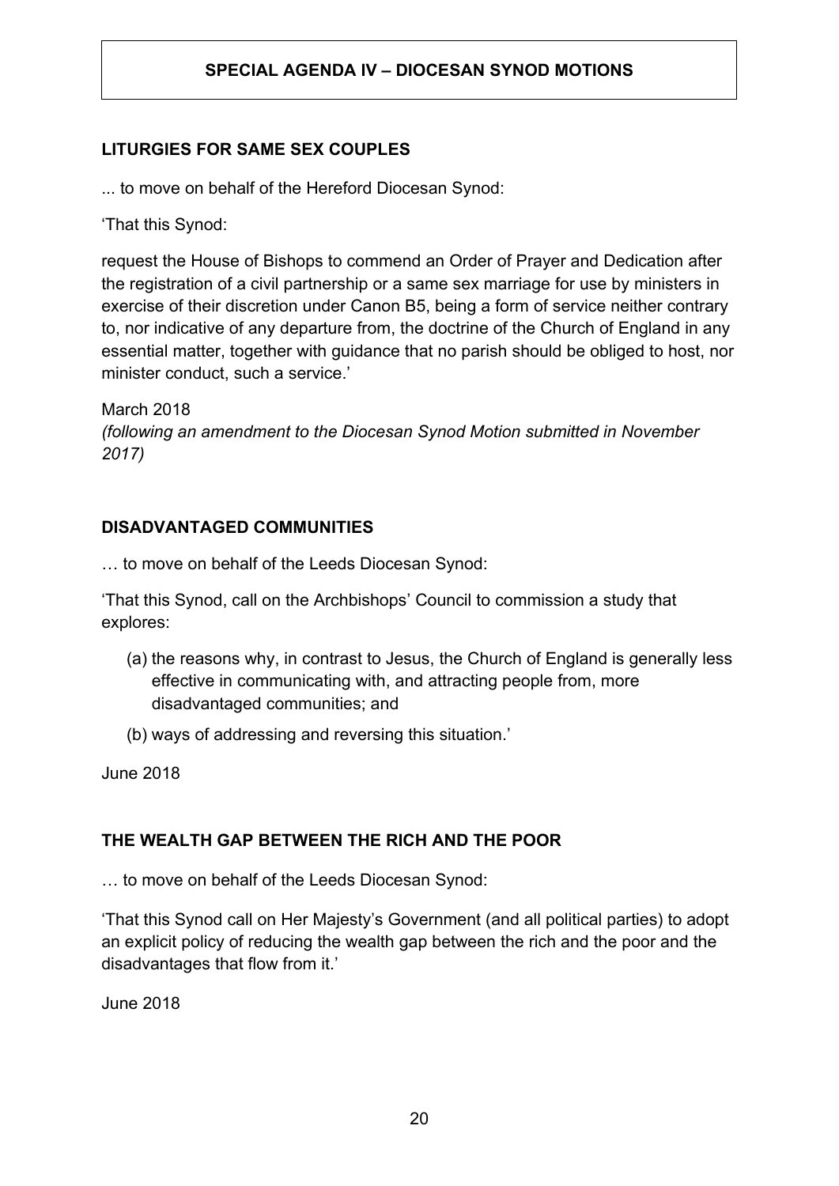# SPECIAL AGENDA IV – DIOCESAN SYNOD MOTIONS

## LITURGIES FOR SAME SEX COUPLES

... to move on behalf of the Hereford Diocesan Synod:

'That this Synod:

request the House of Bishops to commend an Order of Prayer and Dedication after the registration of a civil partnership or a same sex marriage for use by ministers in exercise of their discretion under Canon B5, being a form of service neither contrary to, nor indicative of any departure from, the doctrine of the Church of England in any essential matter, together with guidance that no parish should be obliged to host, nor minister conduct, such a service.'

March 2018
*(following an amendment to the Diocesan Synod Motion submitted in November 2017)*

## DISADVANTAGED COMMUNITIES

… to move on behalf of the Leeds Diocesan Synod:

'That this Synod, call on the Archbishops' Council to commission a study that explores:

(a) the reasons why, in contrast to Jesus, the Church of England is generally less effective in communicating with, and attracting people from, more disadvantaged communities; and

(b) ways of addressing and reversing this situation.'

June 2018

## THE WEALTH GAP BETWEEN THE RICH AND THE POOR

… to move on behalf of the Leeds Diocesan Synod:

'That this Synod call on Her Majesty's Government (and all political parties) to adopt an explicit policy of reducing the wealth gap between the rich and the poor and the disadvantages that flow from it.'

June 2018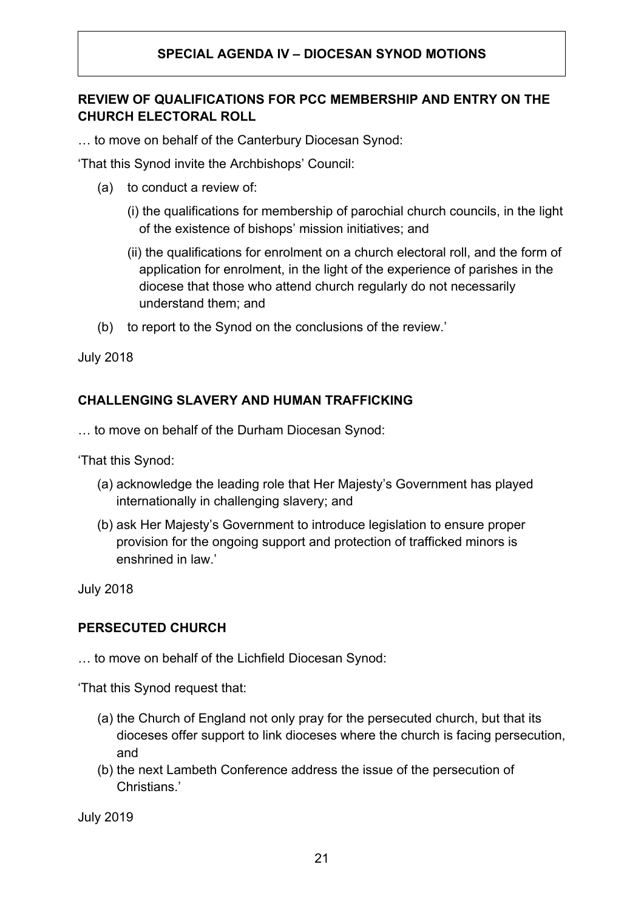# SPECIAL AGENDA IV – DIOCESAN SYNOD MOTIONS

## REVIEW OF QUALIFICATIONS FOR PCC MEMBERSHIP AND ENTRY ON THE CHURCH ELECTORAL ROLL

… to move on behalf of the Canterbury Diocesan Synod:

'That this Synod invite the Archbishops' Council:

(a) to conduct a review of:

 (i) the qualifications for membership of parochial church councils, in the light of the existence of bishops' mission initiatives; and

 (ii) the qualifications for enrolment on a church electoral roll, and the form of application for enrolment, in the light of the experience of parishes in the diocese that those who attend church regularly do not necessarily understand them; and

(b) to report to the Synod on the conclusions of the review.'

July 2018

## CHALLENGING SLAVERY AND HUMAN TRAFFICKING

… to move on behalf of the Durham Diocesan Synod:

'That this Synod:

(a) acknowledge the leading role that Her Majesty's Government has played internationally in challenging slavery; and

(b) ask Her Majesty's Government to introduce legislation to ensure proper provision for the ongoing support and protection of trafficked minors is enshrined in law.'

July 2018

## PERSECUTED CHURCH

… to move on behalf of the Lichfield Diocesan Synod:

'That this Synod request that:

(a) the Church of England not only pray for the persecuted church, but that its dioceses offer support to link dioceses where the church is facing persecution, and

(b) the next Lambeth Conference address the issue of the persecution of Christians.'

July 2019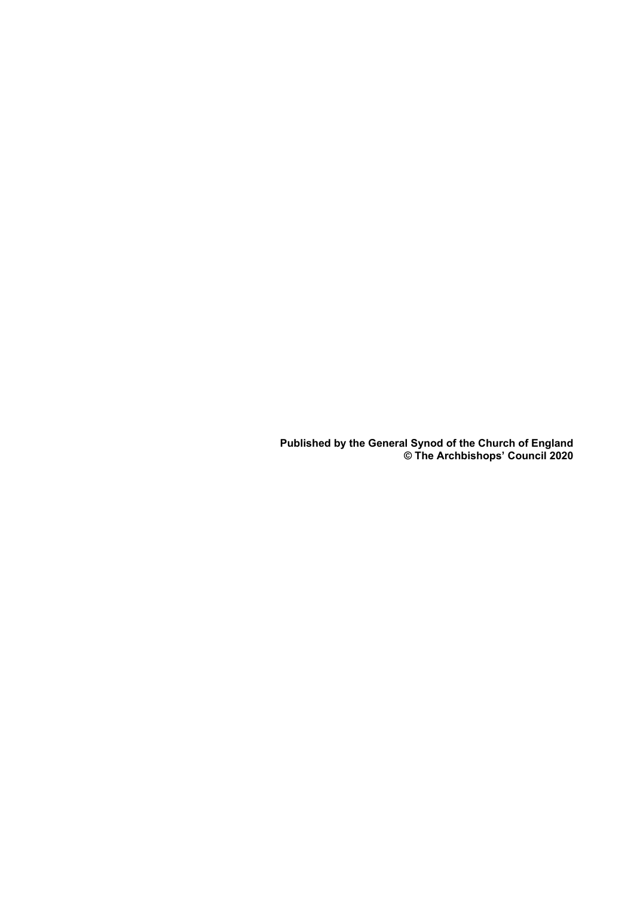**Published by the General Synod of the Church of England**
**© The Archbishops' Council 2020**